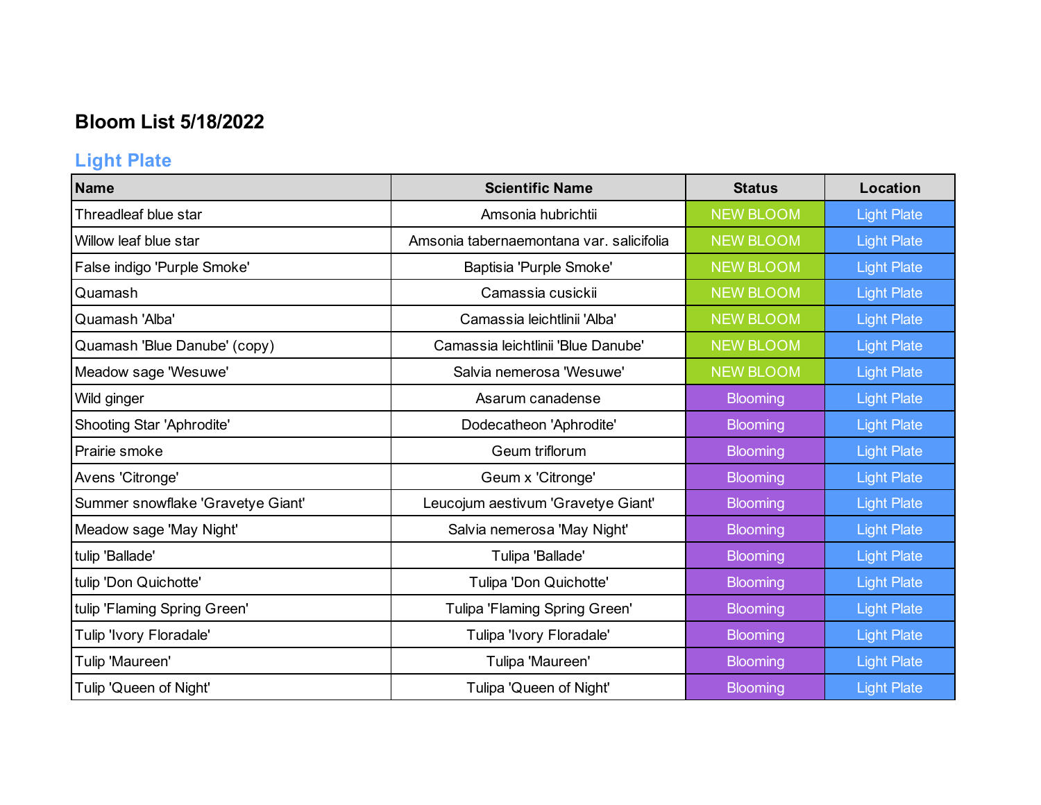# Bloom List 5/18/2022

## Light Plate

| Name | Scientific Name | Status | Location |
|---|---|---|---|
| Threadleaf blue star | Amsonia hubrichtii | NEW BLOOM | Light Plate |
| Willow leaf blue star | Amsonia tabernaemontana var. salicifolia | NEW BLOOM | Light Plate |
| False indigo 'Purple Smoke' | Baptisia 'Purple Smoke' | NEW BLOOM | Light Plate |
| Quamash | Camassia cusickii | NEW BLOOM | Light Plate |
| Quamash 'Alba' | Camassia leichtlinii 'Alba' | NEW BLOOM | Light Plate |
| Quamash 'Blue Danube' (copy) | Camassia leichtlinii 'Blue Danube' | NEW BLOOM | Light Plate |
| Meadow sage 'Wesuwe' | Salvia nemerosa 'Wesuwe' | NEW BLOOM | Light Plate |
| Wild ginger | Asarum canadense | Blooming | Light Plate |
| Shooting Star 'Aphrodite' | Dodecatheon 'Aphrodite' | Blooming | Light Plate |
| Prairie smoke | Geum triflorum | Blooming | Light Plate |
| Avens 'Citronge' | Geum x 'Citronge' | Blooming | Light Plate |
| Summer snowflake 'Gravetye Giant' | Leucojum aestivum 'Gravetye Giant' | Blooming | Light Plate |
| Meadow sage 'May Night' | Salvia nemerosa 'May Night' | Blooming | Light Plate |
| tulip 'Ballade' | Tulipa 'Ballade' | Blooming | Light Plate |
| tulip 'Don Quichotte' | Tulipa 'Don Quichotte' | Blooming | Light Plate |
| tulip 'Flaming Spring Green' | Tulipa 'Flaming Spring Green' | Blooming | Light Plate |
| Tulip 'Ivory Floradale' | Tulipa 'Ivory Floradale' | Blooming | Light Plate |
| Tulip 'Maureen' | Tulipa 'Maureen' | Blooming | Light Plate |
| Tulip 'Queen of Night' | Tulipa 'Queen of Night' | Blooming | Light Plate |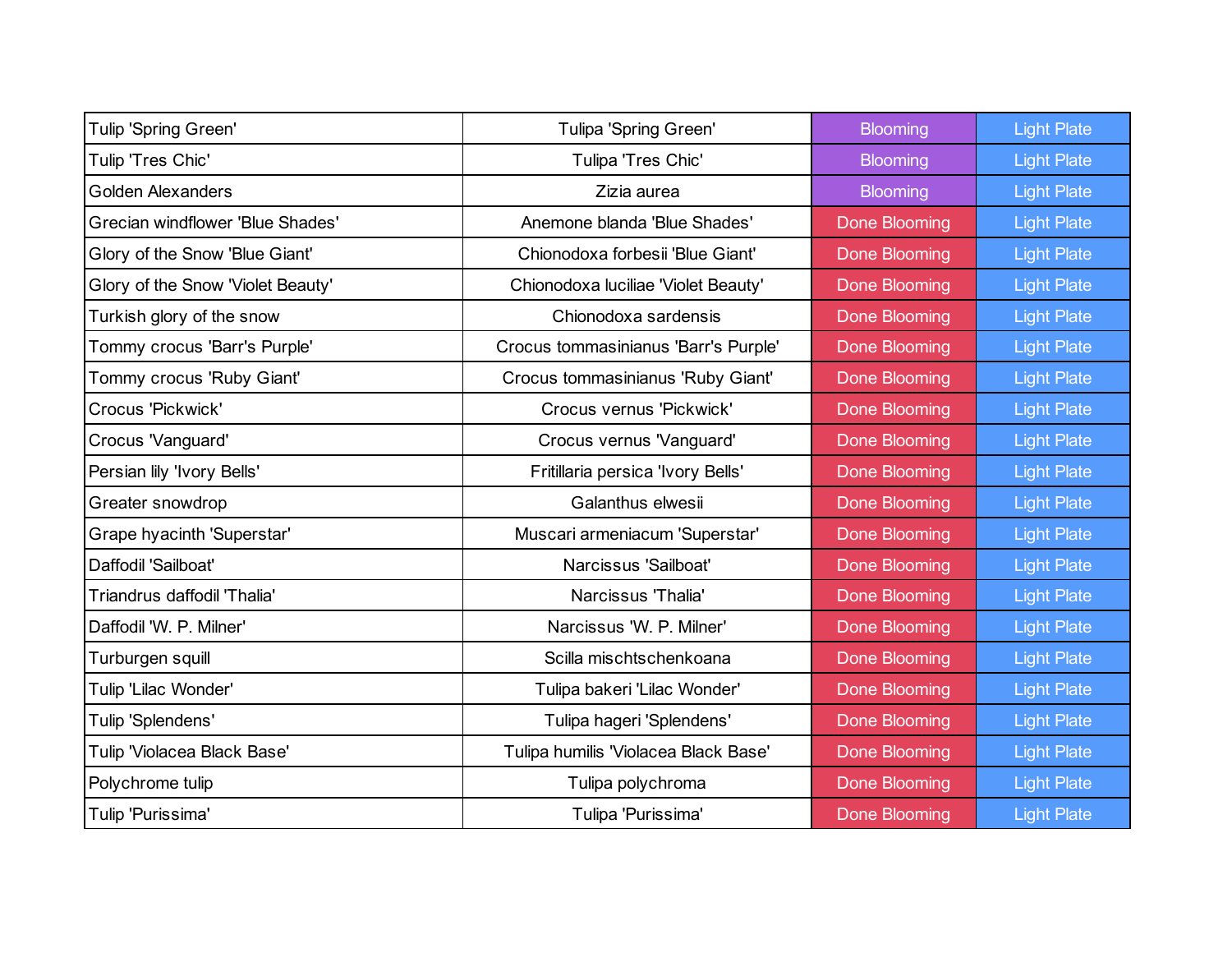| | | | |
|---|---|---|---|
| Tulip 'Spring Green' | Tulipa 'Spring Green' | Blooming | Light Plate |
| Tulip 'Tres Chic' | Tulipa 'Tres Chic' | Blooming | Light Plate |
| Golden Alexanders | Zizia aurea | Blooming | Light Plate |
| Grecian windflower 'Blue Shades' | Anemone blanda 'Blue Shades' | Done Blooming | Light Plate |
| Glory of the Snow 'Blue Giant' | Chionodoxa forbesii 'Blue Giant' | Done Blooming | Light Plate |
| Glory of the Snow 'Violet Beauty' | Chionodoxa luciliae 'Violet Beauty' | Done Blooming | Light Plate |
| Turkish glory of the snow | Chionodoxa sardensis | Done Blooming | Light Plate |
| Tommy crocus 'Barr's Purple' | Crocus tommasinianus 'Barr's Purple' | Done Blooming | Light Plate |
| Tommy crocus 'Ruby Giant' | Crocus tommasinianus 'Ruby Giant' | Done Blooming | Light Plate |
| Crocus 'Pickwick' | Crocus vernus 'Pickwick' | Done Blooming | Light Plate |
| Crocus 'Vanguard' | Crocus vernus 'Vanguard' | Done Blooming | Light Plate |
| Persian lily 'Ivory Bells' | Fritillaria persica 'Ivory Bells' | Done Blooming | Light Plate |
| Greater snowdrop | Galanthus elwesii | Done Blooming | Light Plate |
| Grape hyacinth 'Superstar' | Muscari armeniacum 'Superstar' | Done Blooming | Light Plate |
| Daffodil 'Sailboat' | Narcissus 'Sailboat' | Done Blooming | Light Plate |
| Triandrus daffodil 'Thalia' | Narcissus 'Thalia' | Done Blooming | Light Plate |
| Daffodil 'W. P. Milner' | Narcissus 'W. P. Milner' | Done Blooming | Light Plate |
| Turburgen squill | Scilla mischtschenkoana | Done Blooming | Light Plate |
| Tulip 'Lilac Wonder' | Tulipa bakeri 'Lilac Wonder' | Done Blooming | Light Plate |
| Tulip 'Splendens' | Tulipa hageri 'Splendens' | Done Blooming | Light Plate |
| Tulip 'Violacea Black Base' | Tulipa humilis 'Violacea Black Base' | Done Blooming | Light Plate |
| Polychrome tulip | Tulipa polychroma | Done Blooming | Light Plate |
| Tulip 'Purissima' | Tulipa 'Purissima' | Done Blooming | Light Plate |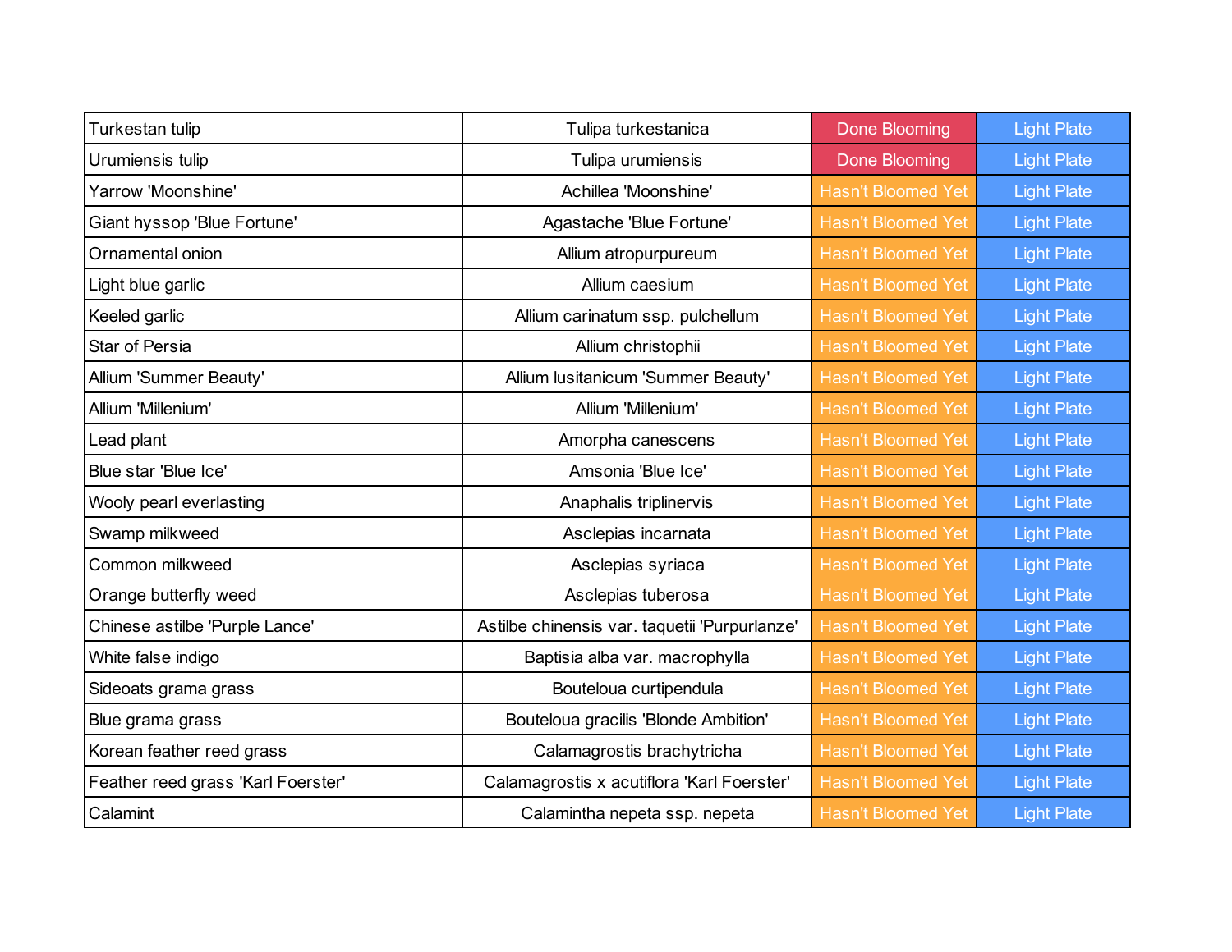| | | | |
|---|---|---|---|
| Turkestan tulip | Tulipa turkestanica | Done Blooming | Light Plate |
| Urumiensis tulip | Tulipa urumiensis | Done Blooming | Light Plate |
| Yarrow 'Moonshine' | Achillea 'Moonshine' | Hasn't Bloomed Yet | Light Plate |
| Giant hyssop 'Blue Fortune' | Agastache 'Blue Fortune' | Hasn't Bloomed Yet | Light Plate |
| Ornamental onion | Allium atropurpureum | Hasn't Bloomed Yet | Light Plate |
| Light blue garlic | Allium caesium | Hasn't Bloomed Yet | Light Plate |
| Keeled garlic | Allium carinatum ssp. pulchellum | Hasn't Bloomed Yet | Light Plate |
| Star of Persia | Allium christophii | Hasn't Bloomed Yet | Light Plate |
| Allium 'Summer Beauty' | Allium lusitanicum 'Summer Beauty' | Hasn't Bloomed Yet | Light Plate |
| Allium 'Millenium' | Allium 'Millenium' | Hasn't Bloomed Yet | Light Plate |
| Lead plant | Amorpha canescens | Hasn't Bloomed Yet | Light Plate |
| Blue star 'Blue Ice' | Amsonia 'Blue Ice' | Hasn't Bloomed Yet | Light Plate |
| Wooly pearl everlasting | Anaphalis triplinervis | Hasn't Bloomed Yet | Light Plate |
| Swamp milkweed | Asclepias incarnata | Hasn't Bloomed Yet | Light Plate |
| Common milkweed | Asclepias syriaca | Hasn't Bloomed Yet | Light Plate |
| Orange butterfly weed | Asclepias tuberosa | Hasn't Bloomed Yet | Light Plate |
| Chinese astilbe 'Purple Lance' | Astilbe chinensis var. taquetii 'Purpurlanze' | Hasn't Bloomed Yet | Light Plate |
| White false indigo | Baptisia alba var. macrophylla | Hasn't Bloomed Yet | Light Plate |
| Sideoats grama grass | Bouteloua curtipendula | Hasn't Bloomed Yet | Light Plate |
| Blue grama grass | Bouteloua gracilis 'Blonde Ambition' | Hasn't Bloomed Yet | Light Plate |
| Korean feather reed grass | Calamagrostis brachytricha | Hasn't Bloomed Yet | Light Plate |
| Feather reed grass 'Karl Foerster' | Calamagrostis x acutiflora 'Karl Foerster' | Hasn't Bloomed Yet | Light Plate |
| Calamint | Calamintha nepeta ssp. nepeta | Hasn't Bloomed Yet | Light Plate |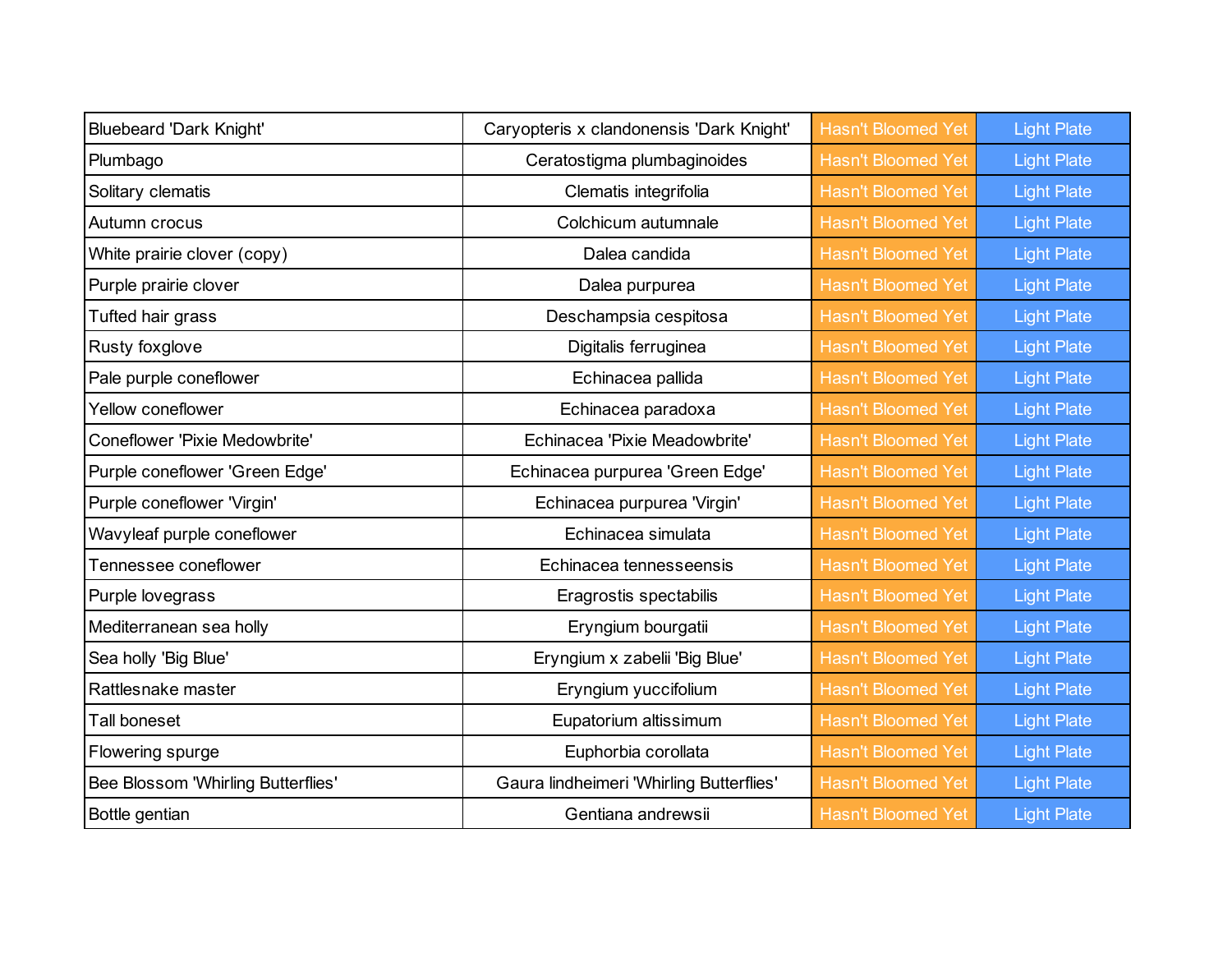| | | | |
|---|---|---|---|
| Bluebeard 'Dark Knight' | Caryopteris x clandonensis 'Dark Knight' | Hasn't Bloomed Yet | Light Plate |
| Plumbago | Ceratostigma plumbaginoides | Hasn't Bloomed Yet | Light Plate |
| Solitary clematis | Clematis integrifolia | Hasn't Bloomed Yet | Light Plate |
| Autumn crocus | Colchicum autumnale | Hasn't Bloomed Yet | Light Plate |
| White prairie clover (copy) | Dalea candida | Hasn't Bloomed Yet | Light Plate |
| Purple prairie clover | Dalea purpurea | Hasn't Bloomed Yet | Light Plate |
| Tufted hair grass | Deschampsia cespitosa | Hasn't Bloomed Yet | Light Plate |
| Rusty foxglove | Digitalis ferruginea | Hasn't Bloomed Yet | Light Plate |
| Pale purple coneflower | Echinacea pallida | Hasn't Bloomed Yet | Light Plate |
| Yellow coneflower | Echinacea paradoxa | Hasn't Bloomed Yet | Light Plate |
| Coneflower 'Pixie Medowbrite' | Echinacea 'Pixie Meadowbrite' | Hasn't Bloomed Yet | Light Plate |
| Purple coneflower 'Green Edge' | Echinacea purpurea 'Green Edge' | Hasn't Bloomed Yet | Light Plate |
| Purple coneflower 'Virgin' | Echinacea purpurea 'Virgin' | Hasn't Bloomed Yet | Light Plate |
| Wavyleaf purple coneflower | Echinacea simulata | Hasn't Bloomed Yet | Light Plate |
| Tennessee coneflower | Echinacea tennesseensis | Hasn't Bloomed Yet | Light Plate |
| Purple lovegrass | Eragrostis spectabilis | Hasn't Bloomed Yet | Light Plate |
| Mediterranean sea holly | Eryngium bourgatii | Hasn't Bloomed Yet | Light Plate |
| Sea holly 'Big Blue' | Eryngium x zabelii 'Big Blue' | Hasn't Bloomed Yet | Light Plate |
| Rattlesnake master | Eryngium yuccifolium | Hasn't Bloomed Yet | Light Plate |
| Tall boneset | Eupatorium altissimum | Hasn't Bloomed Yet | Light Plate |
| Flowering spurge | Euphorbia corollata | Hasn't Bloomed Yet | Light Plate |
| Bee Blossom 'Whirling Butterflies' | Gaura lindheimeri 'Whirling Butterflies' | Hasn't Bloomed Yet | Light Plate |
| Bottle gentian | Gentiana andrewsii | Hasn't Bloomed Yet | Light Plate |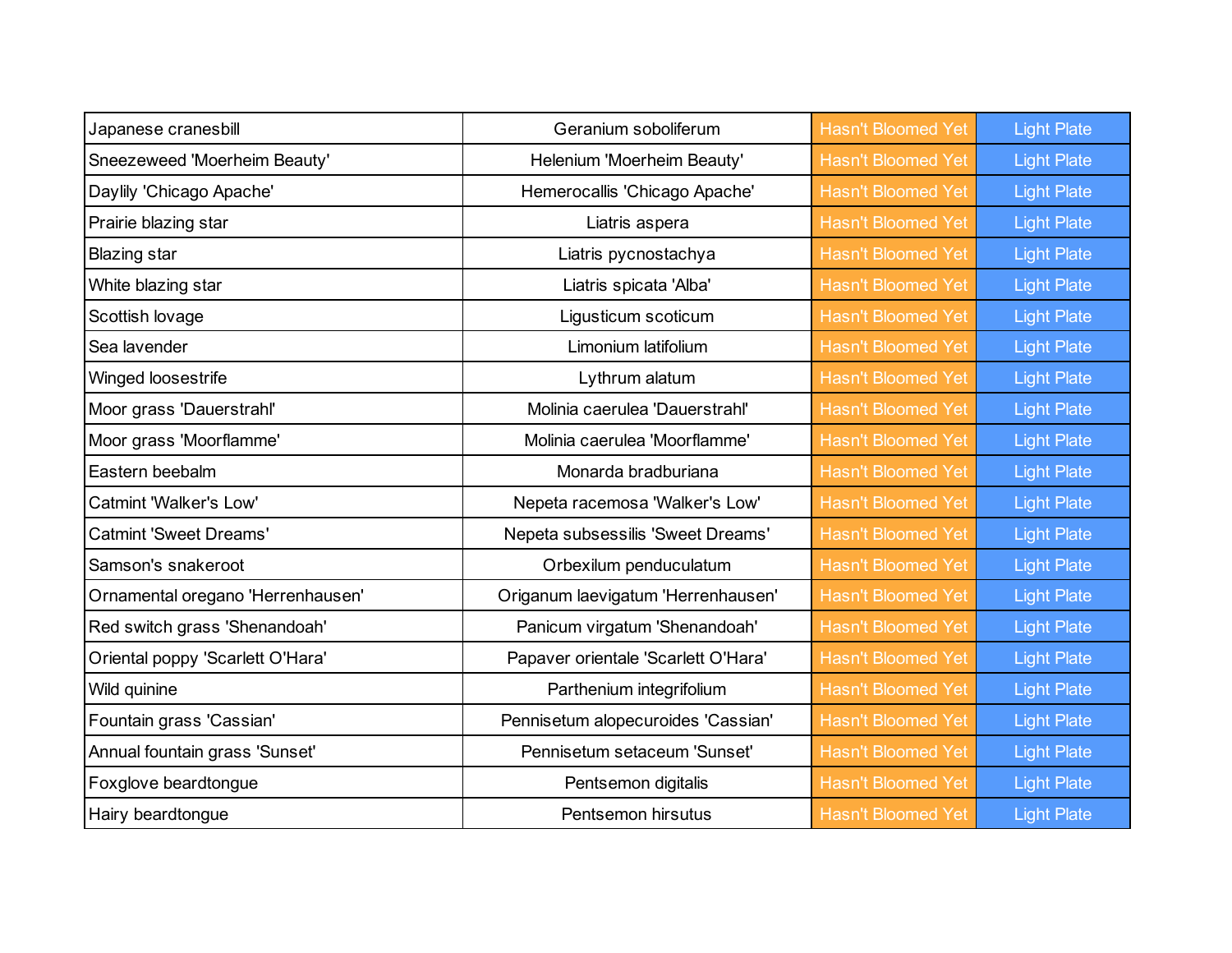| | | | |
|---|---|---|---|
| Japanese cranesbill | Geranium soboliferum | Hasn't Bloomed Yet | Light Plate |
| Sneezeweed 'Moerheim Beauty' | Helenium 'Moerheim Beauty' | Hasn't Bloomed Yet | Light Plate |
| Daylily 'Chicago Apache' | Hemerocallis 'Chicago Apache' | Hasn't Bloomed Yet | Light Plate |
| Prairie blazing star | Liatris aspera | Hasn't Bloomed Yet | Light Plate |
| Blazing star | Liatris pycnostachya | Hasn't Bloomed Yet | Light Plate |
| White blazing star | Liatris spicata 'Alba' | Hasn't Bloomed Yet | Light Plate |
| Scottish lovage | Ligusticum scoticum | Hasn't Bloomed Yet | Light Plate |
| Sea lavender | Limonium latifolium | Hasn't Bloomed Yet | Light Plate |
| Winged loosestrife | Lythrum alatum | Hasn't Bloomed Yet | Light Plate |
| Moor grass 'Dauerstrahl' | Molinia caerulea 'Dauerstrahl' | Hasn't Bloomed Yet | Light Plate |
| Moor grass 'Moorflamme' | Molinia caerulea 'Moorflamme' | Hasn't Bloomed Yet | Light Plate |
| Eastern beebalm | Monarda bradburiana | Hasn't Bloomed Yet | Light Plate |
| Catmint 'Walker's Low' | Nepeta racemosa 'Walker's Low' | Hasn't Bloomed Yet | Light Plate |
| Catmint 'Sweet Dreams' | Nepeta subsessilis 'Sweet Dreams' | Hasn't Bloomed Yet | Light Plate |
| Samson's snakeroot | Orbexilum penduculatum | Hasn't Bloomed Yet | Light Plate |
| Ornamental oregano 'Herrenhausen' | Origanum laevigatum 'Herrenhausen' | Hasn't Bloomed Yet | Light Plate |
| Red switch grass 'Shenandoah' | Panicum virgatum 'Shenandoah' | Hasn't Bloomed Yet | Light Plate |
| Oriental poppy 'Scarlett O'Hara' | Papaver orientale 'Scarlett O'Hara' | Hasn't Bloomed Yet | Light Plate |
| Wild quinine | Parthenium integrifolium | Hasn't Bloomed Yet | Light Plate |
| Fountain grass 'Cassian' | Pennisetum alopecuroides 'Cassian' | Hasn't Bloomed Yet | Light Plate |
| Annual fountain grass 'Sunset' | Pennisetum setaceum 'Sunset' | Hasn't Bloomed Yet | Light Plate |
| Foxglove beardtongue | Pentsemon digitalis | Hasn't Bloomed Yet | Light Plate |
| Hairy beardtongue | Pentsemon hirsutus | Hasn't Bloomed Yet | Light Plate |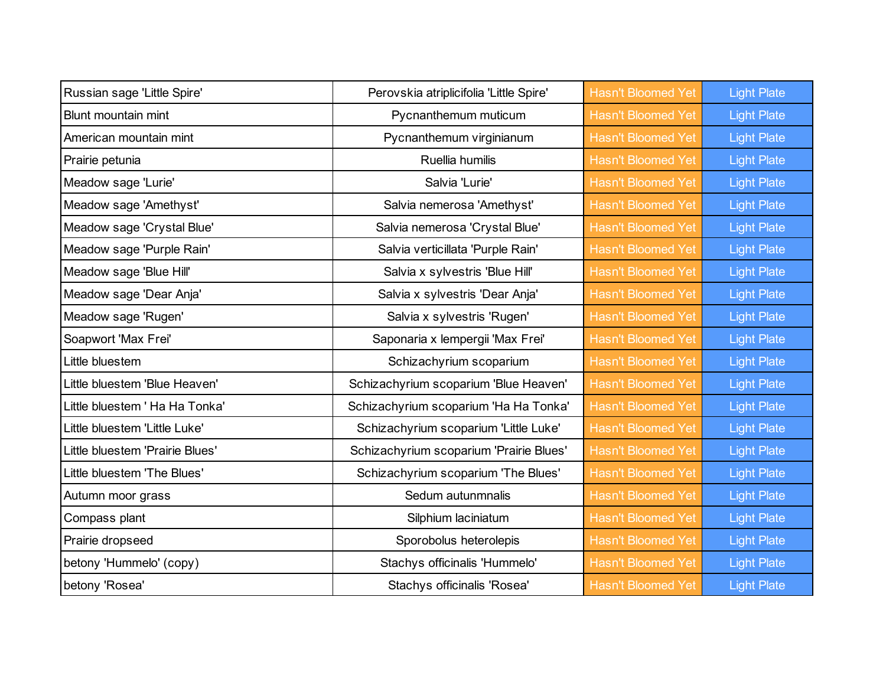| | | | |
|---|---|---|---|
| Russian sage 'Little Spire' | Perovskia atriplicifolia 'Little Spire' | Hasn't Bloomed Yet | Light Plate |
| Blunt mountain mint | Pycnanthemum muticum | Hasn't Bloomed Yet | Light Plate |
| American mountain mint | Pycnanthemum virginianum | Hasn't Bloomed Yet | Light Plate |
| Prairie petunia | Ruellia humilis | Hasn't Bloomed Yet | Light Plate |
| Meadow sage 'Lurie' | Salvia 'Lurie' | Hasn't Bloomed Yet | Light Plate |
| Meadow sage 'Amethyst' | Salvia nemerosa 'Amethyst' | Hasn't Bloomed Yet | Light Plate |
| Meadow sage 'Crystal Blue' | Salvia nemerosa 'Crystal Blue' | Hasn't Bloomed Yet | Light Plate |
| Meadow sage 'Purple Rain' | Salvia verticillata 'Purple Rain' | Hasn't Bloomed Yet | Light Plate |
| Meadow sage 'Blue Hill' | Salvia x sylvestris 'Blue Hill' | Hasn't Bloomed Yet | Light Plate |
| Meadow sage 'Dear Anja' | Salvia x sylvestris 'Dear Anja' | Hasn't Bloomed Yet | Light Plate |
| Meadow sage 'Rugen' | Salvia x sylvestris 'Rugen' | Hasn't Bloomed Yet | Light Plate |
| Soapwort 'Max Frei' | Saponaria x lempergii 'Max Frei' | Hasn't Bloomed Yet | Light Plate |
| Little bluestem | Schizachyrium scoparium | Hasn't Bloomed Yet | Light Plate |
| Little bluestem 'Blue Heaven' | Schizachyrium scoparium 'Blue Heaven' | Hasn't Bloomed Yet | Light Plate |
| Little bluestem ' Ha Ha Tonka' | Schizachyrium scoparium 'Ha Ha Tonka' | Hasn't Bloomed Yet | Light Plate |
| Little bluestem 'Little Luke' | Schizachyrium scoparium 'Little Luke' | Hasn't Bloomed Yet | Light Plate |
| Little bluestem 'Prairie Blues' | Schizachyrium scoparium 'Prairie Blues' | Hasn't Bloomed Yet | Light Plate |
| Little bluestem 'The Blues' | Schizachyrium scoparium 'The Blues' | Hasn't Bloomed Yet | Light Plate |
| Autumn moor grass | Sedum autunmnalis | Hasn't Bloomed Yet | Light Plate |
| Compass plant | Silphium laciniatum | Hasn't Bloomed Yet | Light Plate |
| Prairie dropseed | Sporobolus heterolepis | Hasn't Bloomed Yet | Light Plate |
| betony 'Hummelo' (copy) | Stachys officinalis 'Hummelo' | Hasn't Bloomed Yet | Light Plate |
| betony 'Rosea' | Stachys officinalis 'Rosea' | Hasn't Bloomed Yet | Light Plate |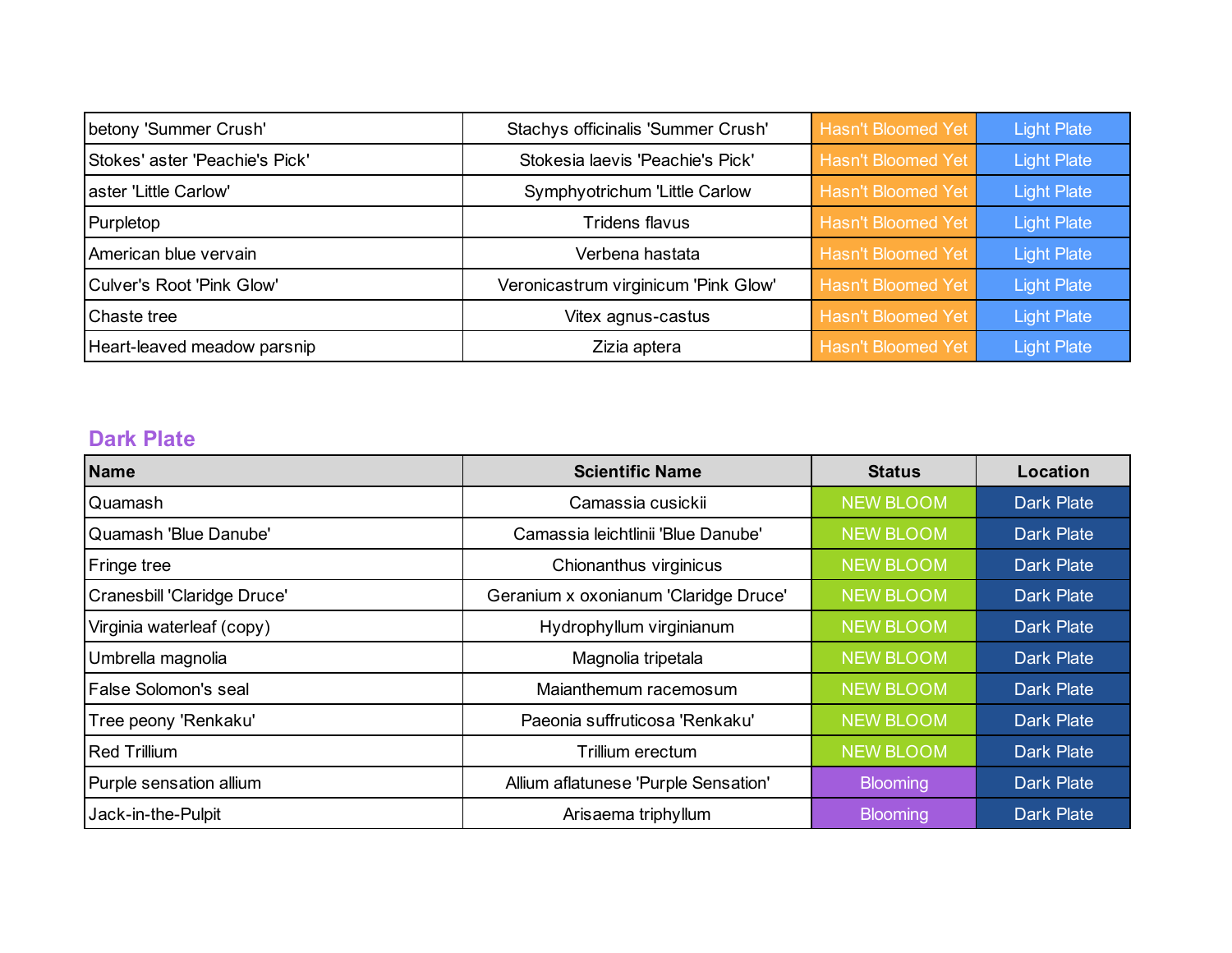| | | | |
|---|---|---|---|
| betony 'Summer Crush' | Stachys officinalis 'Summer Crush' | Hasn't Bloomed Yet | Light Plate |
| Stokes' aster 'Peachie's Pick' | Stokesia laevis 'Peachie's Pick' | Hasn't Bloomed Yet | Light Plate |
| aster 'Little Carlow' | Symphyotrichum 'Little Carlow | Hasn't Bloomed Yet | Light Plate |
| Purpletop | Tridens flavus | Hasn't Bloomed Yet | Light Plate |
| American blue vervain | Verbena hastata | Hasn't Bloomed Yet | Light Plate |
| Culver's Root 'Pink Glow' | Veronicastrum virginicum 'Pink Glow' | Hasn't Bloomed Yet | Light Plate |
| Chaste tree | Vitex agnus-castus | Hasn't Bloomed Yet | Light Plate |
| Heart-leaved meadow parsnip | Zizia aptera | Hasn't Bloomed Yet | Light Plate |

## Dark Plate

| Name | Scientific Name | Status | Location |
|---|---|---|---|
| Quamash | Camassia cusickii | NEW BLOOM | Dark Plate |
| Quamash 'Blue Danube' | Camassia leichtlinii 'Blue Danube' | NEW BLOOM | Dark Plate |
| Fringe tree | Chionanthus virginicus | NEW BLOOM | Dark Plate |
| Cranesbill 'Claridge Druce' | Geranium x oxonianum 'Claridge Druce' | NEW BLOOM | Dark Plate |
| Virginia waterleaf (copy) | Hydrophyllum virginianum | NEW BLOOM | Dark Plate |
| Umbrella magnolia | Magnolia tripetala | NEW BLOOM | Dark Plate |
| False Solomon's seal | Maianthemum racemosum | NEW BLOOM | Dark Plate |
| Tree peony 'Renkaku' | Paeonia suffruticosa 'Renkaku' | NEW BLOOM | Dark Plate |
| Red Trillium | Trillium erectum | NEW BLOOM | Dark Plate |
| Purple sensation allium | Allium aflatunese 'Purple Sensation' | Blooming | Dark Plate |
| Jack-in-the-Pulpit | Arisaema triphyllum | Blooming | Dark Plate |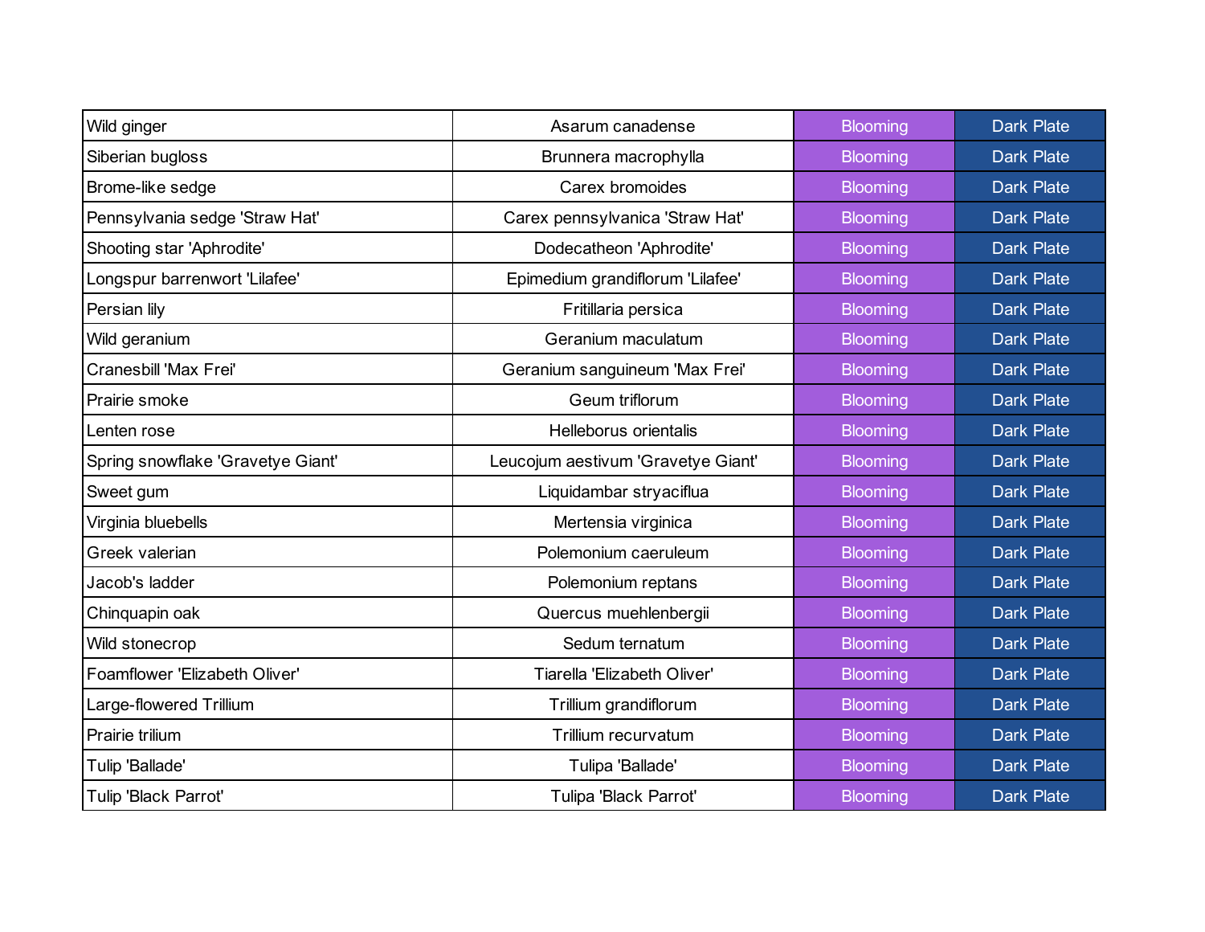| Wild ginger | Asarum canadense | Blooming | Dark Plate |
|---|---|---|---|
| Siberian bugloss | Brunnera macrophylla | Blooming | Dark Plate |
| Brome-like sedge | Carex bromoides | Blooming | Dark Plate |
| Pennsylvania sedge 'Straw Hat' | Carex pennsylvanica 'Straw Hat' | Blooming | Dark Plate |
| Shooting star 'Aphrodite' | Dodecatheon 'Aphrodite' | Blooming | Dark Plate |
| Longspur barrenwort 'Lilafee' | Epimedium grandiflorum 'Lilafee' | Blooming | Dark Plate |
| Persian lily | Fritillaria persica | Blooming | Dark Plate |
| Wild geranium | Geranium maculatum | Blooming | Dark Plate |
| Cranesbill 'Max Frei' | Geranium sanguineum 'Max Frei' | Blooming | Dark Plate |
| Prairie smoke | Geum triflorum | Blooming | Dark Plate |
| Lenten rose | Helleborus orientalis | Blooming | Dark Plate |
| Spring snowflake 'Gravetye Giant' | Leucojum aestivum 'Gravetye Giant' | Blooming | Dark Plate |
| Sweet gum | Liquidambar stryaciflua | Blooming | Dark Plate |
| Virginia bluebells | Mertensia virginica | Blooming | Dark Plate |
| Greek valerian | Polemonium caeruleum | Blooming | Dark Plate |
| Jacob's ladder | Polemonium reptans | Blooming | Dark Plate |
| Chinquapin oak | Quercus muehlenbergii | Blooming | Dark Plate |
| Wild stonecrop | Sedum ternatum | Blooming | Dark Plate |
| Foamflower 'Elizabeth Oliver' | Tiarella 'Elizabeth Oliver' | Blooming | Dark Plate |
| Large-flowered Trillium | Trillium grandiflorum | Blooming | Dark Plate |
| Prairie trilium | Trillium recurvatum | Blooming | Dark Plate |
| Tulip 'Ballade' | Tulipa 'Ballade' | Blooming | Dark Plate |
| Tulip 'Black Parrot' | Tulipa 'Black Parrot' | Blooming | Dark Plate |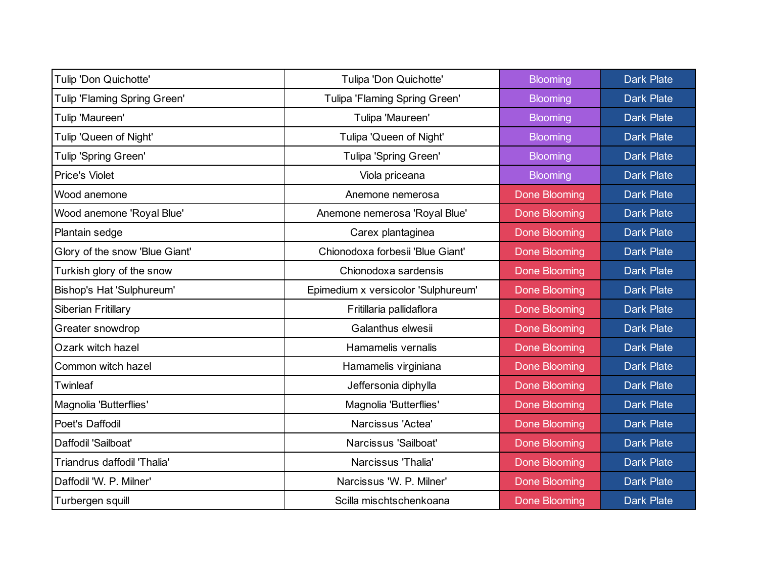| | | | |
|---|---|---|---|
| Tulip 'Don Quichotte' | Tulipa 'Don Quichotte' | Blooming | Dark Plate |
| Tulip 'Flaming Spring Green' | Tulipa 'Flaming Spring Green' | Blooming | Dark Plate |
| Tulip 'Maureen' | Tulipa 'Maureen' | Blooming | Dark Plate |
| Tulip 'Queen of Night' | Tulipa 'Queen of Night' | Blooming | Dark Plate |
| Tulip 'Spring Green' | Tulipa 'Spring Green' | Blooming | Dark Plate |
| Price's Violet | Viola priceana | Blooming | Dark Plate |
| Wood anemone | Anemone nemerosa | Done Blooming | Dark Plate |
| Wood anemone 'Royal Blue' | Anemone nemerosa 'Royal Blue' | Done Blooming | Dark Plate |
| Plantain sedge | Carex plantaginea | Done Blooming | Dark Plate |
| Glory of the snow 'Blue Giant' | Chionodoxa forbesii 'Blue Giant' | Done Blooming | Dark Plate |
| Turkish glory of the snow | Chionodoxa sardensis | Done Blooming | Dark Plate |
| Bishop's Hat 'Sulphureum' | Epimedium x versicolor 'Sulphureum' | Done Blooming | Dark Plate |
| Siberian Fritillary | Fritillaria pallidaflora | Done Blooming | Dark Plate |
| Greater snowdrop | Galanthus elwesii | Done Blooming | Dark Plate |
| Ozark witch hazel | Hamamelis vernalis | Done Blooming | Dark Plate |
| Common witch hazel | Hamamelis virginiana | Done Blooming | Dark Plate |
| Twinleaf | Jeffersonia diphylla | Done Blooming | Dark Plate |
| Magnolia 'Butterflies' | Magnolia 'Butterflies' | Done Blooming | Dark Plate |
| Poet's Daffodil | Narcissus 'Actea' | Done Blooming | Dark Plate |
| Daffodil 'Sailboat' | Narcissus 'Sailboat' | Done Blooming | Dark Plate |
| Triandrus daffodil 'Thalia' | Narcissus 'Thalia' | Done Blooming | Dark Plate |
| Daffodil 'W. P. Milner' | Narcissus 'W. P. Milner' | Done Blooming | Dark Plate |
| Turbergen squill | Scilla mischtschenkoana | Done Blooming | Dark Plate |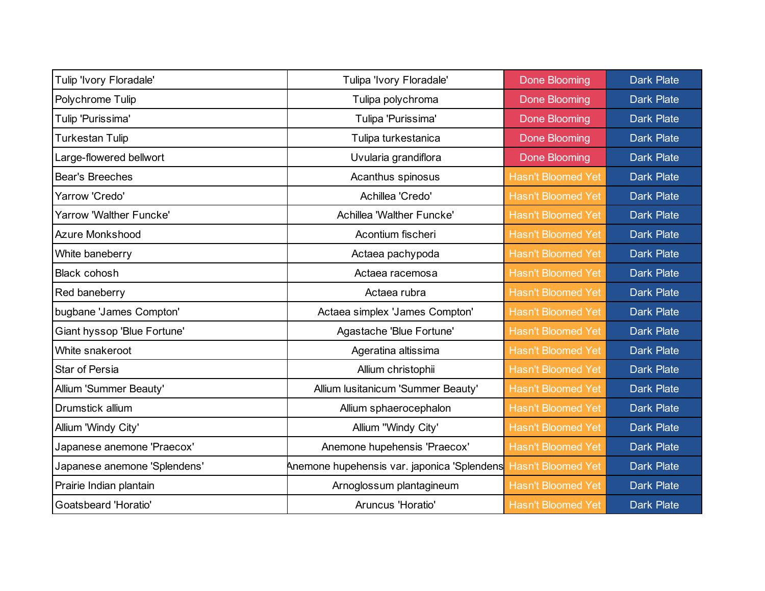| | | | |
|---|---|---|---|
| Tulip 'Ivory Floradale' | Tulipa 'Ivory Floradale' | Done Blooming | Dark Plate |
| Polychrome Tulip | Tulipa polychroma | Done Blooming | Dark Plate |
| Tulip 'Purissima' | Tulipa 'Purissima' | Done Blooming | Dark Plate |
| Turkestan Tulip | Tulipa turkestanica | Done Blooming | Dark Plate |
| Large-flowered bellwort | Uvularia grandiflora | Done Blooming | Dark Plate |
| Bear's Breeches | Acanthus spinosus | Hasn't Bloomed Yet | Dark Plate |
| Yarrow 'Credo' | Achillea 'Credo' | Hasn't Bloomed Yet | Dark Plate |
| Yarrow 'Walther Funcke' | Achillea 'Walther Funcke' | Hasn't Bloomed Yet | Dark Plate |
| Azure Monkshood | Acontium fischeri | Hasn't Bloomed Yet | Dark Plate |
| White baneberry | Actaea pachypoda | Hasn't Bloomed Yet | Dark Plate |
| Black cohosh | Actaea racemosa | Hasn't Bloomed Yet | Dark Plate |
| Red baneberry | Actaea rubra | Hasn't Bloomed Yet | Dark Plate |
| bugbane 'James Compton' | Actaea simplex 'James Compton' | Hasn't Bloomed Yet | Dark Plate |
| Giant hyssop 'Blue Fortune' | Agastache 'Blue Fortune' | Hasn't Bloomed Yet | Dark Plate |
| White snakeroot | Ageratina altissima | Hasn't Bloomed Yet | Dark Plate |
| Star of Persia | Allium christophii | Hasn't Bloomed Yet | Dark Plate |
| Allium 'Summer Beauty' | Allium lusitanicum 'Summer Beauty' | Hasn't Bloomed Yet | Dark Plate |
| Drumstick allium | Allium sphaerocephalon | Hasn't Bloomed Yet | Dark Plate |
| Allium 'Windy City' | Allium "Windy City' | Hasn't Bloomed Yet | Dark Plate |
| Japanese anemone 'Praecox' | Anemone hupehensis 'Praecox' | Hasn't Bloomed Yet | Dark Plate |
| Japanese anemone 'Splendens' | Anemone hupehensis var. japonica 'Splendens | Hasn't Bloomed Yet | Dark Plate |
| Prairie Indian plantain | Arnoglossum plantagineum | Hasn't Bloomed Yet | Dark Plate |
| Goatsbeard 'Horatio' | Aruncus 'Horatio' | Hasn't Bloomed Yet | Dark Plate |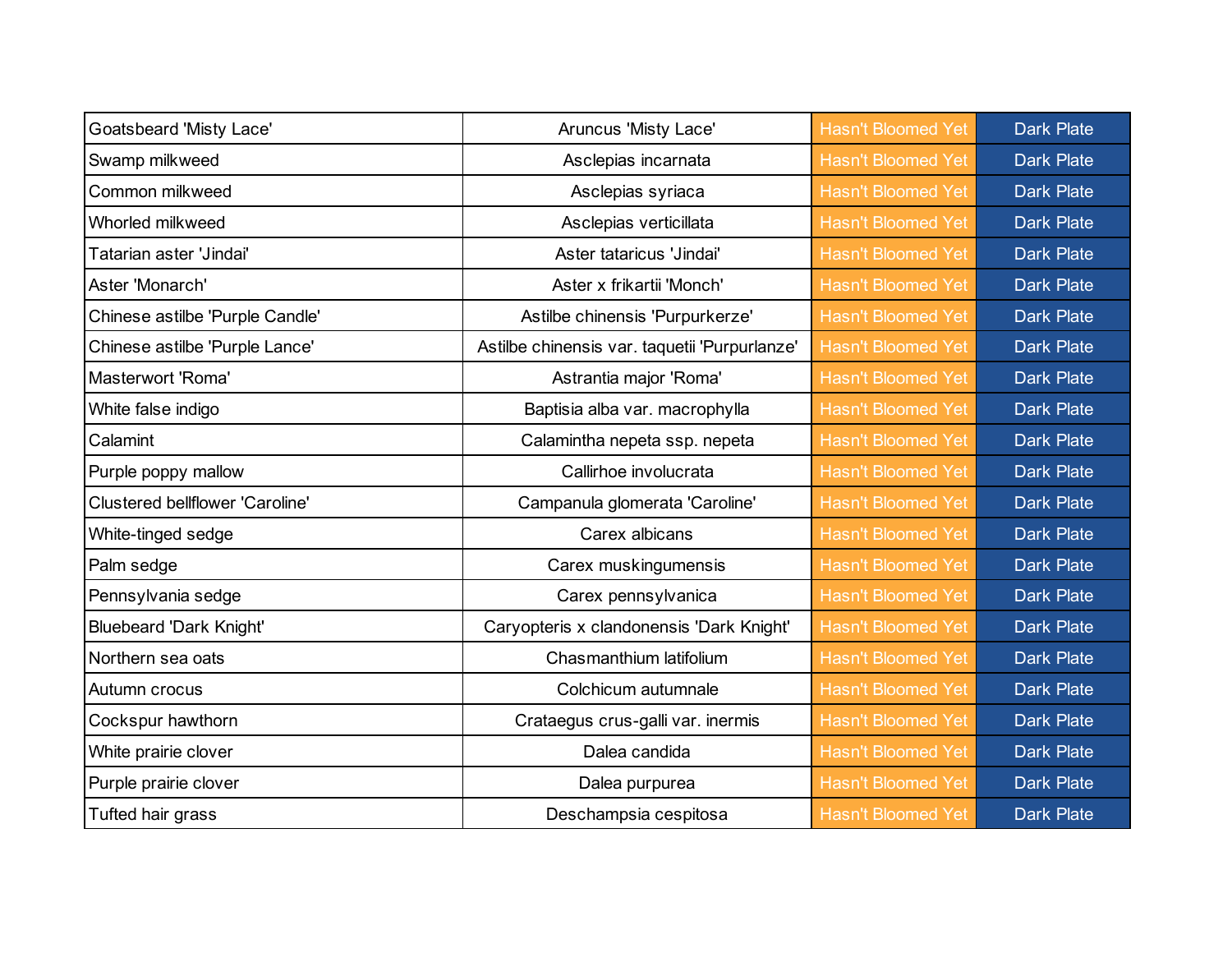| | | | |
|---|---|---|---|
| Goatsbeard 'Misty Lace' | Aruncus 'Misty Lace' | Hasn't Bloomed Yet | Dark Plate |
| Swamp milkweed | Asclepias incarnata | Hasn't Bloomed Yet | Dark Plate |
| Common milkweed | Asclepias syriaca | Hasn't Bloomed Yet | Dark Plate |
| Whorled milkweed | Asclepias verticillata | Hasn't Bloomed Yet | Dark Plate |
| Tatarian aster 'Jindai' | Aster tataricus 'Jindai' | Hasn't Bloomed Yet | Dark Plate |
| Aster 'Monarch' | Aster x frikartii 'Monch' | Hasn't Bloomed Yet | Dark Plate |
| Chinese astilbe 'Purple Candle' | Astilbe chinensis 'Purpurkerze' | Hasn't Bloomed Yet | Dark Plate |
| Chinese astilbe 'Purple Lance' | Astilbe chinensis var. taquetii 'Purpurlanze' | Hasn't Bloomed Yet | Dark Plate |
| Masterwort 'Roma' | Astrantia major 'Roma' | Hasn't Bloomed Yet | Dark Plate |
| White false indigo | Baptisia alba var. macrophylla | Hasn't Bloomed Yet | Dark Plate |
| Calamint | Calamintha nepeta ssp. nepeta | Hasn't Bloomed Yet | Dark Plate |
| Purple poppy mallow | Callirhoe involucrata | Hasn't Bloomed Yet | Dark Plate |
| Clustered bellflower 'Caroline' | Campanula glomerata 'Caroline' | Hasn't Bloomed Yet | Dark Plate |
| White-tinged sedge | Carex albicans | Hasn't Bloomed Yet | Dark Plate |
| Palm sedge | Carex muskingumensis | Hasn't Bloomed Yet | Dark Plate |
| Pennsylvania sedge | Carex pennsylvanica | Hasn't Bloomed Yet | Dark Plate |
| Bluebeard 'Dark Knight' | Caryopteris x clandonensis 'Dark Knight' | Hasn't Bloomed Yet | Dark Plate |
| Northern sea oats | Chasmanthium latifolium | Hasn't Bloomed Yet | Dark Plate |
| Autumn crocus | Colchicum autumnale | Hasn't Bloomed Yet | Dark Plate |
| Cockspur hawthorn | Crataegus crus-galli var. inermis | Hasn't Bloomed Yet | Dark Plate |
| White prairie clover | Dalea candida | Hasn't Bloomed Yet | Dark Plate |
| Purple prairie clover | Dalea purpurea | Hasn't Bloomed Yet | Dark Plate |
| Tufted hair grass | Deschampsia cespitosa | Hasn't Bloomed Yet | Dark Plate |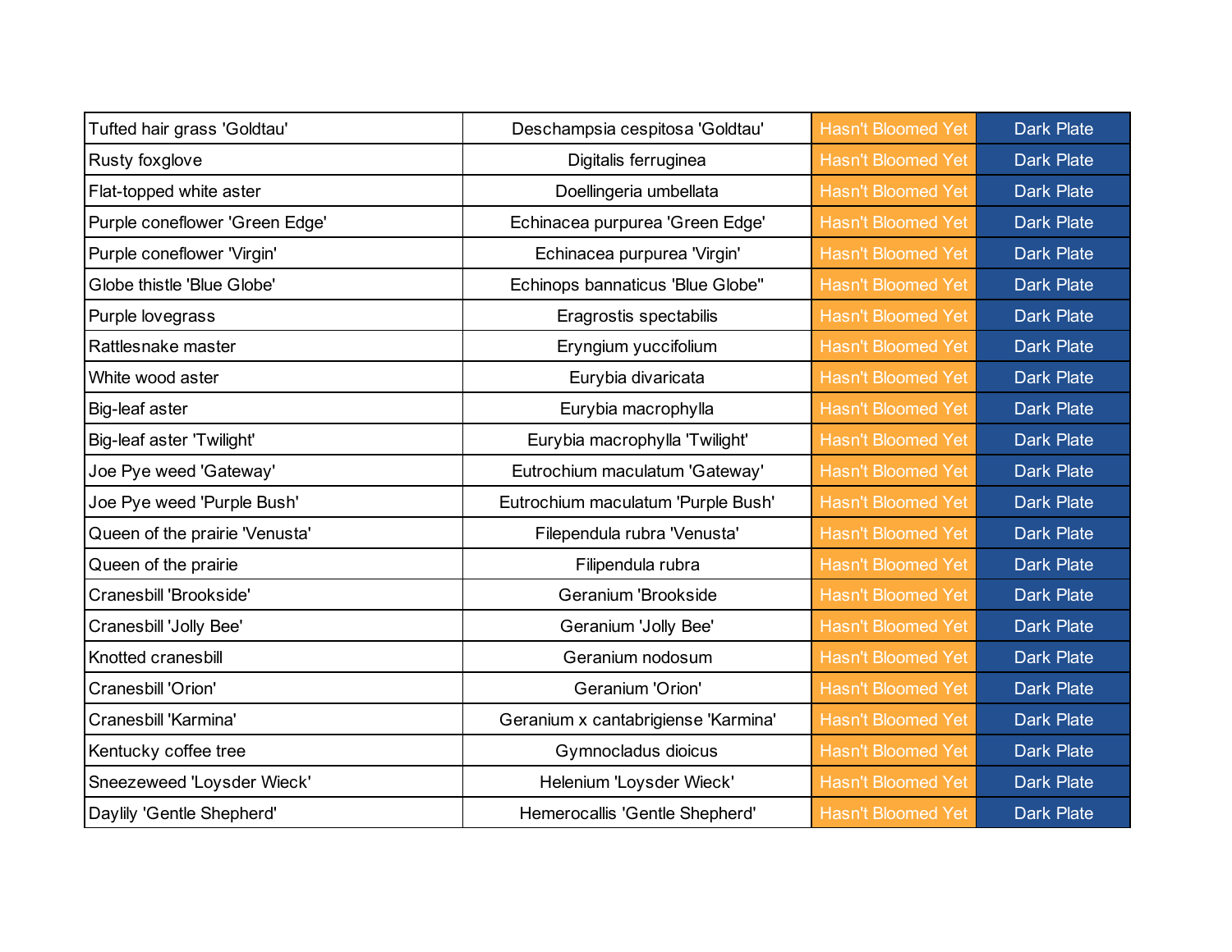| | | | |
|---|---|---|---|
| Tufted hair grass 'Goldtau' | Deschampsia cespitosa 'Goldtau' | Hasn't Bloomed Yet | Dark Plate |
| Rusty foxglove | Digitalis ferruginea | Hasn't Bloomed Yet | Dark Plate |
| Flat-topped white aster | Doellingeria umbellata | Hasn't Bloomed Yet | Dark Plate |
| Purple coneflower 'Green Edge' | Echinacea purpurea 'Green Edge' | Hasn't Bloomed Yet | Dark Plate |
| Purple coneflower 'Virgin' | Echinacea purpurea 'Virgin' | Hasn't Bloomed Yet | Dark Plate |
| Globe thistle 'Blue Globe' | Echinops bannaticus 'Blue Globe" | Hasn't Bloomed Yet | Dark Plate |
| Purple lovegrass | Eragrostis spectabilis | Hasn't Bloomed Yet | Dark Plate |
| Rattlesnake master | Eryngium yuccifolium | Hasn't Bloomed Yet | Dark Plate |
| White wood aster | Eurybia divaricata | Hasn't Bloomed Yet | Dark Plate |
| Big-leaf aster | Eurybia macrophylla | Hasn't Bloomed Yet | Dark Plate |
| Big-leaf aster 'Twilight' | Eurybia macrophylla 'Twilight' | Hasn't Bloomed Yet | Dark Plate |
| Joe Pye weed 'Gateway' | Eutrochium maculatum 'Gateway' | Hasn't Bloomed Yet | Dark Plate |
| Joe Pye weed 'Purple Bush' | Eutrochium maculatum 'Purple Bush' | Hasn't Bloomed Yet | Dark Plate |
| Queen of the prairie 'Venusta' | Filependula rubra 'Venusta' | Hasn't Bloomed Yet | Dark Plate |
| Queen of the prairie | Filipendula rubra | Hasn't Bloomed Yet | Dark Plate |
| Cranesbill 'Brookside' | Geranium 'Brookside | Hasn't Bloomed Yet | Dark Plate |
| Cranesbill 'Jolly Bee' | Geranium 'Jolly Bee' | Hasn't Bloomed Yet | Dark Plate |
| Knotted cranesbill | Geranium nodosum | Hasn't Bloomed Yet | Dark Plate |
| Cranesbill 'Orion' | Geranium 'Orion' | Hasn't Bloomed Yet | Dark Plate |
| Cranesbill 'Karmina' | Geranium x cantabrigiense 'Karmina' | Hasn't Bloomed Yet | Dark Plate |
| Kentucky coffee tree | Gymnocladus dioicus | Hasn't Bloomed Yet | Dark Plate |
| Sneezeweed 'Loysder Wieck' | Helenium 'Loysder Wieck' | Hasn't Bloomed Yet | Dark Plate |
| Daylily 'Gentle Shepherd' | Hemerocallis 'Gentle Shepherd' | Hasn't Bloomed Yet | Dark Plate |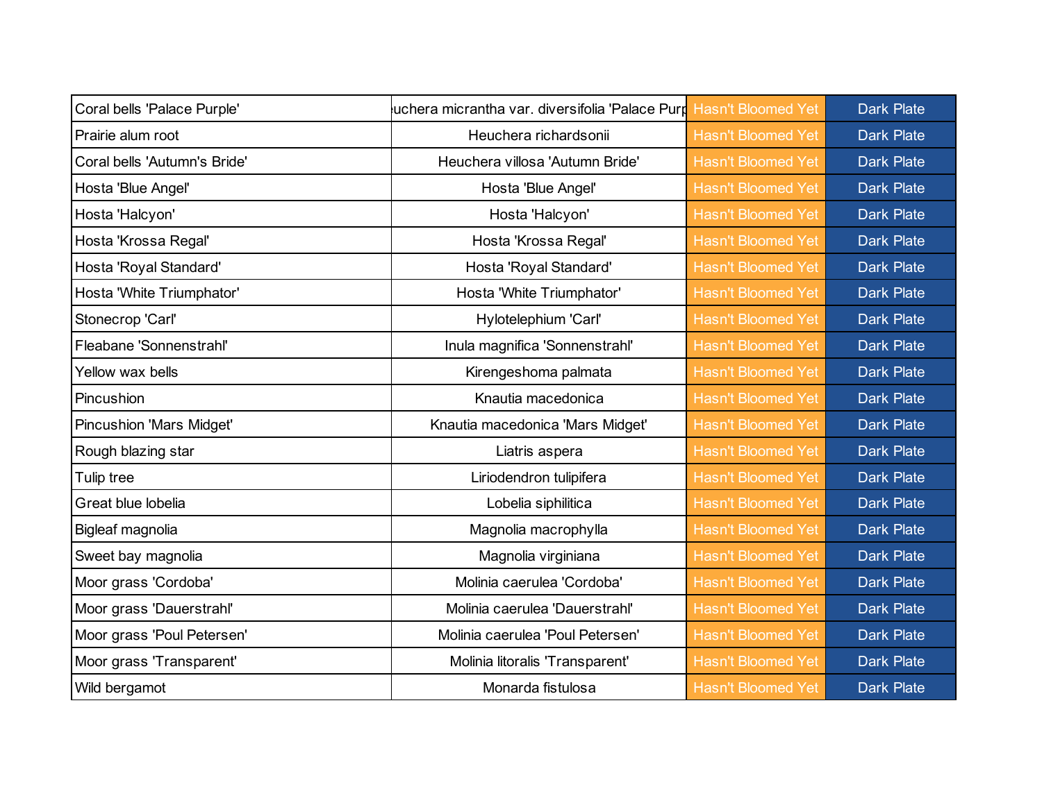| | | | |
|---|---|---|---|
| Coral bells 'Palace Purple' | euchera micrantha var. diversifolia 'Palace Purp | Hasn't Bloomed Yet | Dark Plate |
| Prairie alum root | Heuchera richardsonii | Hasn't Bloomed Yet | Dark Plate |
| Coral bells 'Autumn's Bride' | Heuchera villosa 'Autumn Bride' | Hasn't Bloomed Yet | Dark Plate |
| Hosta 'Blue Angel' | Hosta 'Blue Angel' | Hasn't Bloomed Yet | Dark Plate |
| Hosta 'Halcyon' | Hosta 'Halcyon' | Hasn't Bloomed Yet | Dark Plate |
| Hosta 'Krossa Regal' | Hosta 'Krossa Regal' | Hasn't Bloomed Yet | Dark Plate |
| Hosta 'Royal Standard' | Hosta 'Royal Standard' | Hasn't Bloomed Yet | Dark Plate |
| Hosta 'White Triumphator' | Hosta 'White Triumphator' | Hasn't Bloomed Yet | Dark Plate |
| Stonecrop 'Carl' | Hylotelephium 'Carl' | Hasn't Bloomed Yet | Dark Plate |
| Fleabane 'Sonnenstrahl' | Inula magnifica 'Sonnenstrahl' | Hasn't Bloomed Yet | Dark Plate |
| Yellow wax bells | Kirengeshoma palmata | Hasn't Bloomed Yet | Dark Plate |
| Pincushion | Knautia macedonica | Hasn't Bloomed Yet | Dark Plate |
| Pincushion 'Mars Midget' | Knautia macedonica 'Mars Midget' | Hasn't Bloomed Yet | Dark Plate |
| Rough blazing star | Liatris aspera | Hasn't Bloomed Yet | Dark Plate |
| Tulip tree | Liriodendron tulipifera | Hasn't Bloomed Yet | Dark Plate |
| Great blue lobelia | Lobelia siphilitica | Hasn't Bloomed Yet | Dark Plate |
| Bigleaf magnolia | Magnolia macrophylla | Hasn't Bloomed Yet | Dark Plate |
| Sweet bay magnolia | Magnolia virginiana | Hasn't Bloomed Yet | Dark Plate |
| Moor grass 'Cordoba' | Molinia caerulea 'Cordoba' | Hasn't Bloomed Yet | Dark Plate |
| Moor grass 'Dauerstrahl' | Molinia caerulea 'Dauerstrahl' | Hasn't Bloomed Yet | Dark Plate |
| Moor grass 'Poul Petersen' | Molinia caerulea 'Poul Petersen' | Hasn't Bloomed Yet | Dark Plate |
| Moor grass 'Transparent' | Molinia litoralis 'Transparent' | Hasn't Bloomed Yet | Dark Plate |
| Wild bergamot | Monarda fistulosa | Hasn't Bloomed Yet | Dark Plate |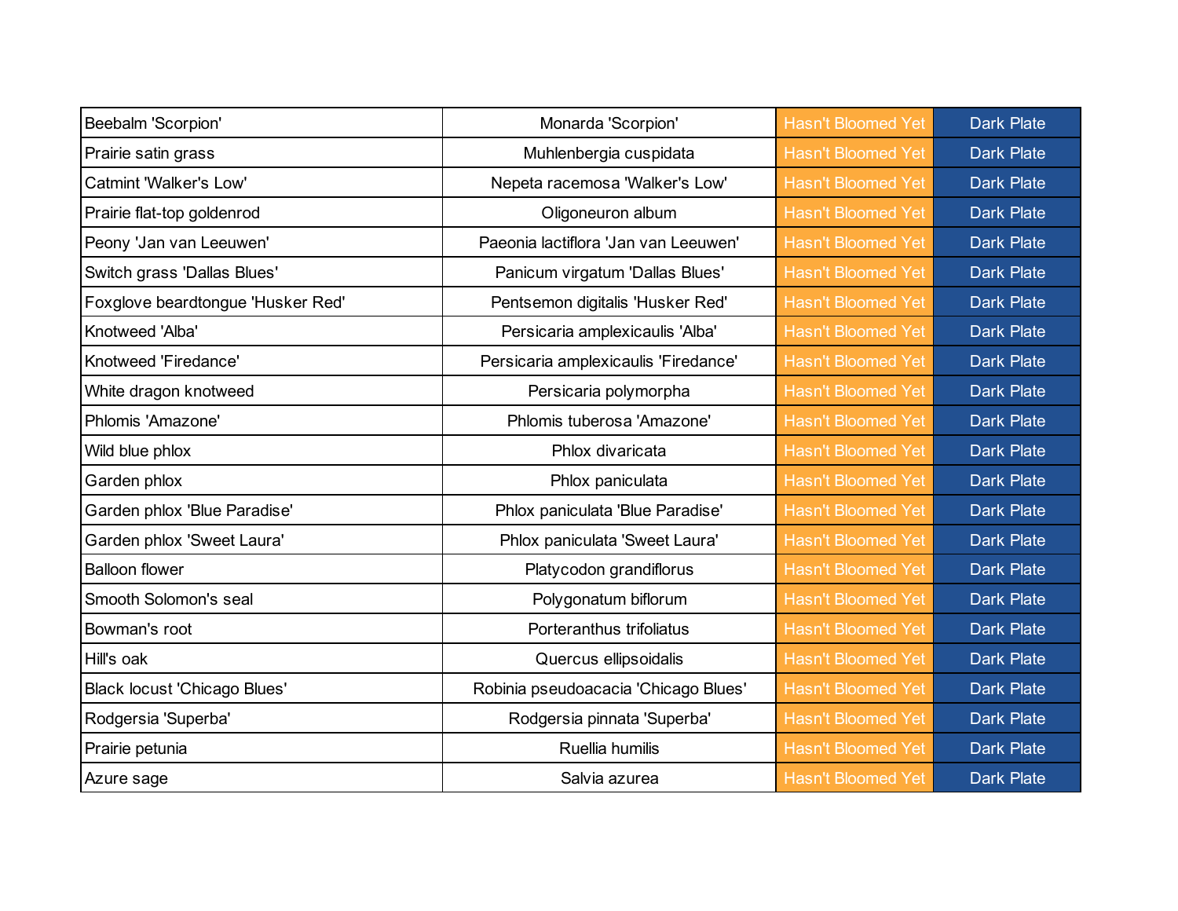| | | | |
|---|---|---|---|
| Beebalm 'Scorpion' | Monarda 'Scorpion' | Hasn't Bloomed Yet | Dark Plate |
| Prairie satin grass | Muhlenbergia cuspidata | Hasn't Bloomed Yet | Dark Plate |
| Catmint 'Walker's Low' | Nepeta racemosa 'Walker's Low' | Hasn't Bloomed Yet | Dark Plate |
| Prairie flat-top goldenrod | Oligoneuron album | Hasn't Bloomed Yet | Dark Plate |
| Peony 'Jan van Leeuwen' | Paeonia lactiflora 'Jan van Leeuwen' | Hasn't Bloomed Yet | Dark Plate |
| Switch grass 'Dallas Blues' | Panicum virgatum 'Dallas Blues' | Hasn't Bloomed Yet | Dark Plate |
| Foxglove beardtongue 'Husker Red' | Pentsemon digitalis 'Husker Red' | Hasn't Bloomed Yet | Dark Plate |
| Knotweed 'Alba' | Persicaria amplexicaulis 'Alba' | Hasn't Bloomed Yet | Dark Plate |
| Knotweed 'Firedance' | Persicaria amplexicaulis 'Firedance' | Hasn't Bloomed Yet | Dark Plate |
| White dragon knotweed | Persicaria polymorpha | Hasn't Bloomed Yet | Dark Plate |
| Phlomis 'Amazone' | Phlomis tuberosa 'Amazone' | Hasn't Bloomed Yet | Dark Plate |
| Wild blue phlox | Phlox divaricata | Hasn't Bloomed Yet | Dark Plate |
| Garden phlox | Phlox paniculata | Hasn't Bloomed Yet | Dark Plate |
| Garden phlox 'Blue Paradise' | Phlox paniculata 'Blue Paradise' | Hasn't Bloomed Yet | Dark Plate |
| Garden phlox 'Sweet Laura' | Phlox paniculata 'Sweet Laura' | Hasn't Bloomed Yet | Dark Plate |
| Balloon flower | Platycodon grandiflorus | Hasn't Bloomed Yet | Dark Plate |
| Smooth Solomon's seal | Polygonatum biflorum | Hasn't Bloomed Yet | Dark Plate |
| Bowman's root | Porteranthus trifoliatus | Hasn't Bloomed Yet | Dark Plate |
| Hill's oak | Quercus ellipsoidalis | Hasn't Bloomed Yet | Dark Plate |
| Black locust 'Chicago Blues' | Robinia pseudoacacia 'Chicago Blues' | Hasn't Bloomed Yet | Dark Plate |
| Rodgersia 'Superba' | Rodgersia pinnata 'Superba' | Hasn't Bloomed Yet | Dark Plate |
| Prairie petunia | Ruellia humilis | Hasn't Bloomed Yet | Dark Plate |
| Azure sage | Salvia azurea | Hasn't Bloomed Yet | Dark Plate |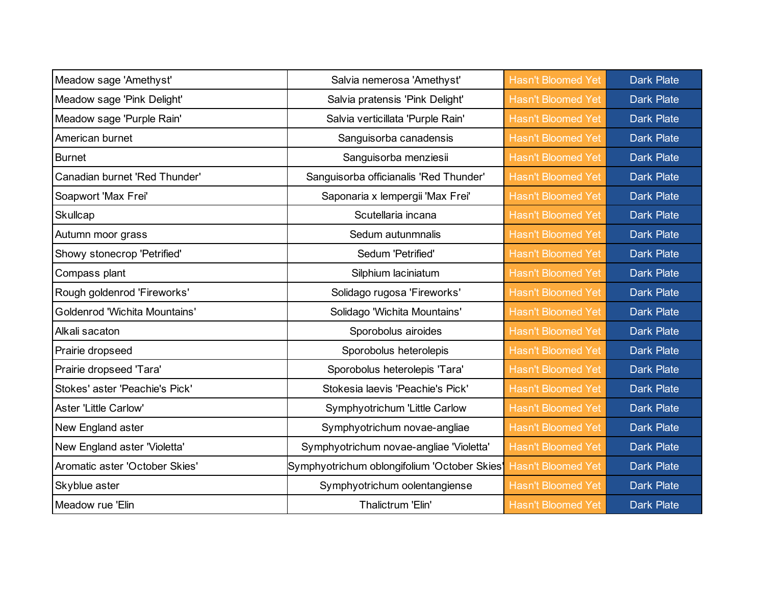| | | | |
|---|---|---|---|
| Meadow sage 'Amethyst' | Salvia nemerosa 'Amethyst' | Hasn't Bloomed Yet | Dark Plate |
| Meadow sage 'Pink Delight' | Salvia pratensis 'Pink Delight' | Hasn't Bloomed Yet | Dark Plate |
| Meadow sage 'Purple Rain' | Salvia verticillata 'Purple Rain' | Hasn't Bloomed Yet | Dark Plate |
| American burnet | Sanguisorba canadensis | Hasn't Bloomed Yet | Dark Plate |
| Burnet | Sanguisorba menziesii | Hasn't Bloomed Yet | Dark Plate |
| Canadian burnet 'Red Thunder' | Sanguisorba officianalis 'Red Thunder' | Hasn't Bloomed Yet | Dark Plate |
| Soapwort 'Max Frei' | Saponaria x lempergii 'Max Frei' | Hasn't Bloomed Yet | Dark Plate |
| Skullcap | Scutellaria incana | Hasn't Bloomed Yet | Dark Plate |
| Autumn moor grass | Sedum autunmnalis | Hasn't Bloomed Yet | Dark Plate |
| Showy stonecrop 'Petrified' | Sedum 'Petrified' | Hasn't Bloomed Yet | Dark Plate |
| Compass plant | Silphium laciniatum | Hasn't Bloomed Yet | Dark Plate |
| Rough goldenrod 'Fireworks' | Solidago rugosa 'Fireworks' | Hasn't Bloomed Yet | Dark Plate |
| Goldenrod 'Wichita Mountains' | Solidago 'Wichita Mountains' | Hasn't Bloomed Yet | Dark Plate |
| Alkali sacaton | Sporobolus airoides | Hasn't Bloomed Yet | Dark Plate |
| Prairie dropseed | Sporobolus heterolepis | Hasn't Bloomed Yet | Dark Plate |
| Prairie dropseed 'Tara' | Sporobolus heterolepis 'Tara' | Hasn't Bloomed Yet | Dark Plate |
| Stokes' aster 'Peachie's Pick' | Stokesia laevis 'Peachie's Pick' | Hasn't Bloomed Yet | Dark Plate |
| Aster 'Little Carlow' | Symphyotrichum 'Little Carlow | Hasn't Bloomed Yet | Dark Plate |
| New England aster | Symphyotrichum novae-angliae | Hasn't Bloomed Yet | Dark Plate |
| New England aster 'Violetta' | Symphyotrichum novae-angliae 'Violetta' | Hasn't Bloomed Yet | Dark Plate |
| Aromatic aster 'October Skies' | Symphyotrichum oblongifolium 'October Skies' | Hasn't Bloomed Yet | Dark Plate |
| Skyblue aster | Symphyotrichum oolentangiense | Hasn't Bloomed Yet | Dark Plate |
| Meadow rue 'Elin | Thalictrum 'Elin' | Hasn't Bloomed Yet | Dark Plate |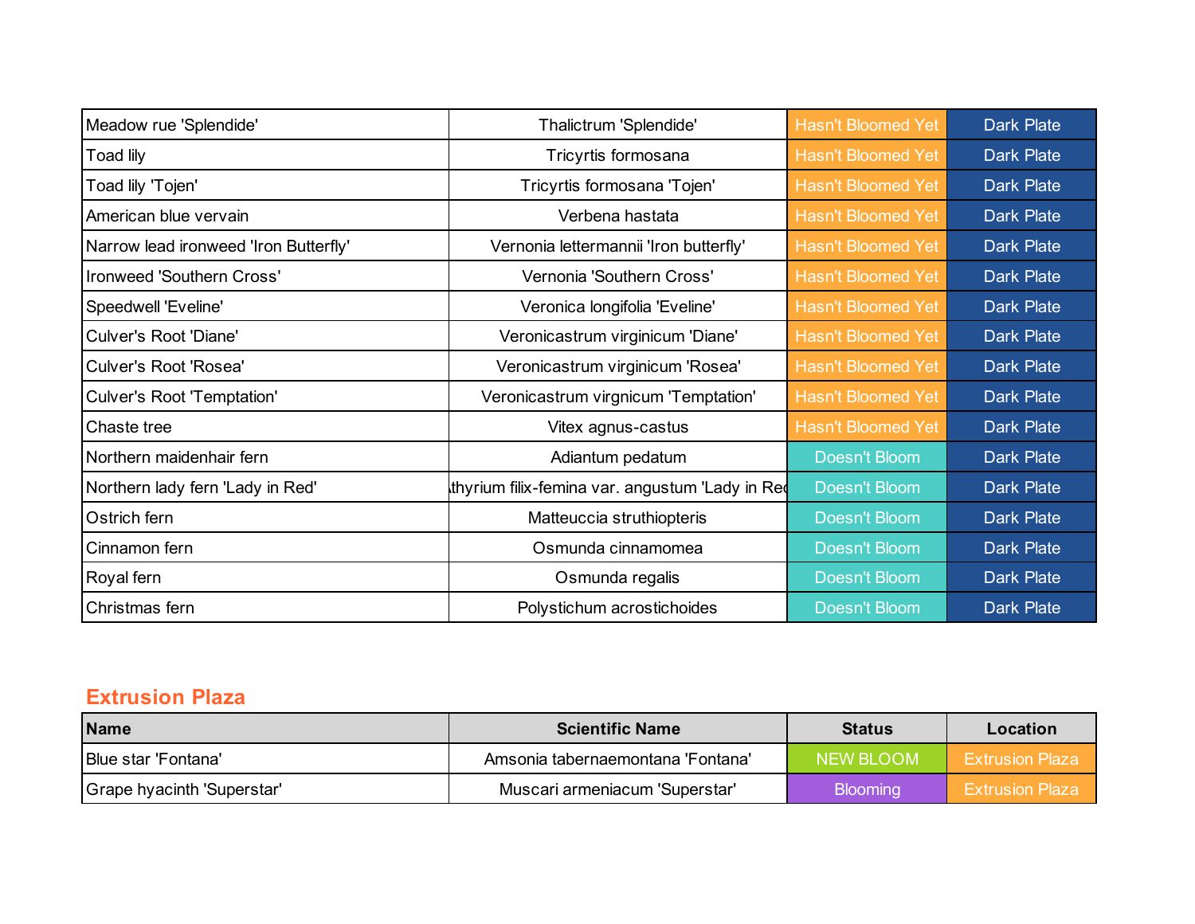| | | | |
|---|---|---|---|
| Meadow rue 'Splendide' | Thalictrum 'Splendide' | Hasn't Bloomed Yet | Dark Plate |
| Toad lily | Tricyrtis formosana | Hasn't Bloomed Yet | Dark Plate |
| Toad lily 'Tojen' | Tricyrtis formosana 'Tojen' | Hasn't Bloomed Yet | Dark Plate |
| American blue vervain | Verbena hastata | Hasn't Bloomed Yet | Dark Plate |
| Narrow lead ironweed 'Iron Butterfly' | Vernonia lettermannii 'Iron butterfly' | Hasn't Bloomed Yet | Dark Plate |
| Ironweed 'Southern Cross' | Vernonia 'Southern Cross' | Hasn't Bloomed Yet | Dark Plate |
| Speedwell 'Eveline' | Veronica longifolia 'Eveline' | Hasn't Bloomed Yet | Dark Plate |
| Culver's Root 'Diane' | Veronicastrum virginicum 'Diane' | Hasn't Bloomed Yet | Dark Plate |
| Culver's Root 'Rosea' | Veronicastrum virginicum 'Rosea' | Hasn't Bloomed Yet | Dark Plate |
| Culver's Root 'Temptation' | Veronicastrum virgnicum 'Temptation' | Hasn't Bloomed Yet | Dark Plate |
| Chaste tree | Vitex agnus-castus | Hasn't Bloomed Yet | Dark Plate |
| Northern maidenhair fern | Adiantum pedatum | Doesn't Bloom | Dark Plate |
| Northern lady fern 'Lady in Red' | Athyrium filix-femina var. angustum 'Lady in Red' | Doesn't Bloom | Dark Plate |
| Ostrich fern | Matteuccia struthiopteris | Doesn't Bloom | Dark Plate |
| Cinnamon fern | Osmunda cinnamomea | Doesn't Bloom | Dark Plate |
| Royal fern | Osmunda regalis | Doesn't Bloom | Dark Plate |
| Christmas fern | Polystichum acrostichoides | Doesn't Bloom | Dark Plate |

## Extrusion Plaza

| Name | Scientific Name | Status | Location |
|---|---|---|---|
| Blue star 'Fontana' | Amsonia tabernaemontana 'Fontana' | NEW BLOOM | Extrusion Plaza |
| Grape hyacinth 'Superstar' | Muscari armeniacum 'Superstar' | Blooming | Extrusion Plaza |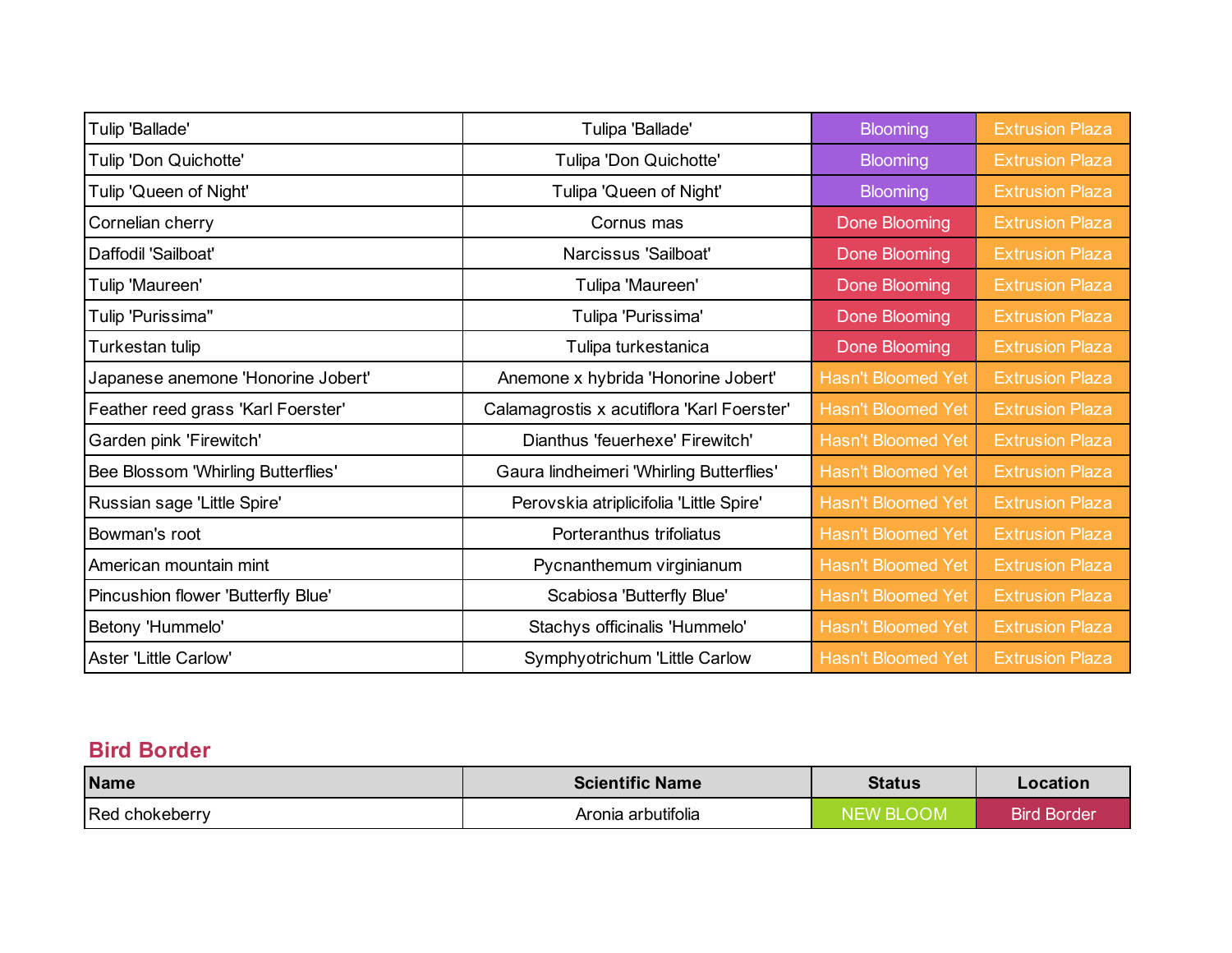| | | | |
|---|---|---|---|
| Tulip 'Ballade' | Tulipa 'Ballade' | Blooming | Extrusion Plaza |
| Tulip 'Don Quichotte' | Tulipa 'Don Quichotte' | Blooming | Extrusion Plaza |
| Tulip 'Queen of Night' | Tulipa 'Queen of Night' | Blooming | Extrusion Plaza |
| Cornelian cherry | Cornus mas | Done Blooming | Extrusion Plaza |
| Daffodil 'Sailboat' | Narcissus 'Sailboat' | Done Blooming | Extrusion Plaza |
| Tulip 'Maureen' | Tulipa 'Maureen' | Done Blooming | Extrusion Plaza |
| Tulip 'Purissima'' | Tulipa 'Purissima' | Done Blooming | Extrusion Plaza |
| Turkestan tulip | Tulipa turkestanica | Done Blooming | Extrusion Plaza |
| Japanese anemone 'Honorine Jobert' | Anemone x hybrida 'Honorine Jobert' | Hasn't Bloomed Yet | Extrusion Plaza |
| Feather reed grass 'Karl Foerster' | Calamagrostis x acutiflora 'Karl Foerster' | Hasn't Bloomed Yet | Extrusion Plaza |
| Garden pink 'Firewitch' | Dianthus 'feuerhexe' Firewitch' | Hasn't Bloomed Yet | Extrusion Plaza |
| Bee Blossom 'Whirling Butterflies' | Gaura lindheimeri 'Whirling Butterflies' | Hasn't Bloomed Yet | Extrusion Plaza |
| Russian sage 'Little Spire' | Perovskia atriplicifolia 'Little Spire' | Hasn't Bloomed Yet | Extrusion Plaza |
| Bowman's root | Porteranthus trifoliatus | Hasn't Bloomed Yet | Extrusion Plaza |
| American mountain mint | Pycnanthemum virginianum | Hasn't Bloomed Yet | Extrusion Plaza |
| Pincushion flower 'Butterfly Blue' | Scabiosa 'Butterfly Blue' | Hasn't Bloomed Yet | Extrusion Plaza |
| Betony 'Hummelo' | Stachys officinalis 'Hummelo' | Hasn't Bloomed Yet | Extrusion Plaza |
| Aster 'Little Carlow' | Symphyotrichum 'Little Carlow | Hasn't Bloomed Yet | Extrusion Plaza |

## Bird Border

| Name | Scientific Name | Status | Location |
|---|---|---|---|
| Red chokeberry | Aronia arbutifolia | NEW BLOOM | Bird Border |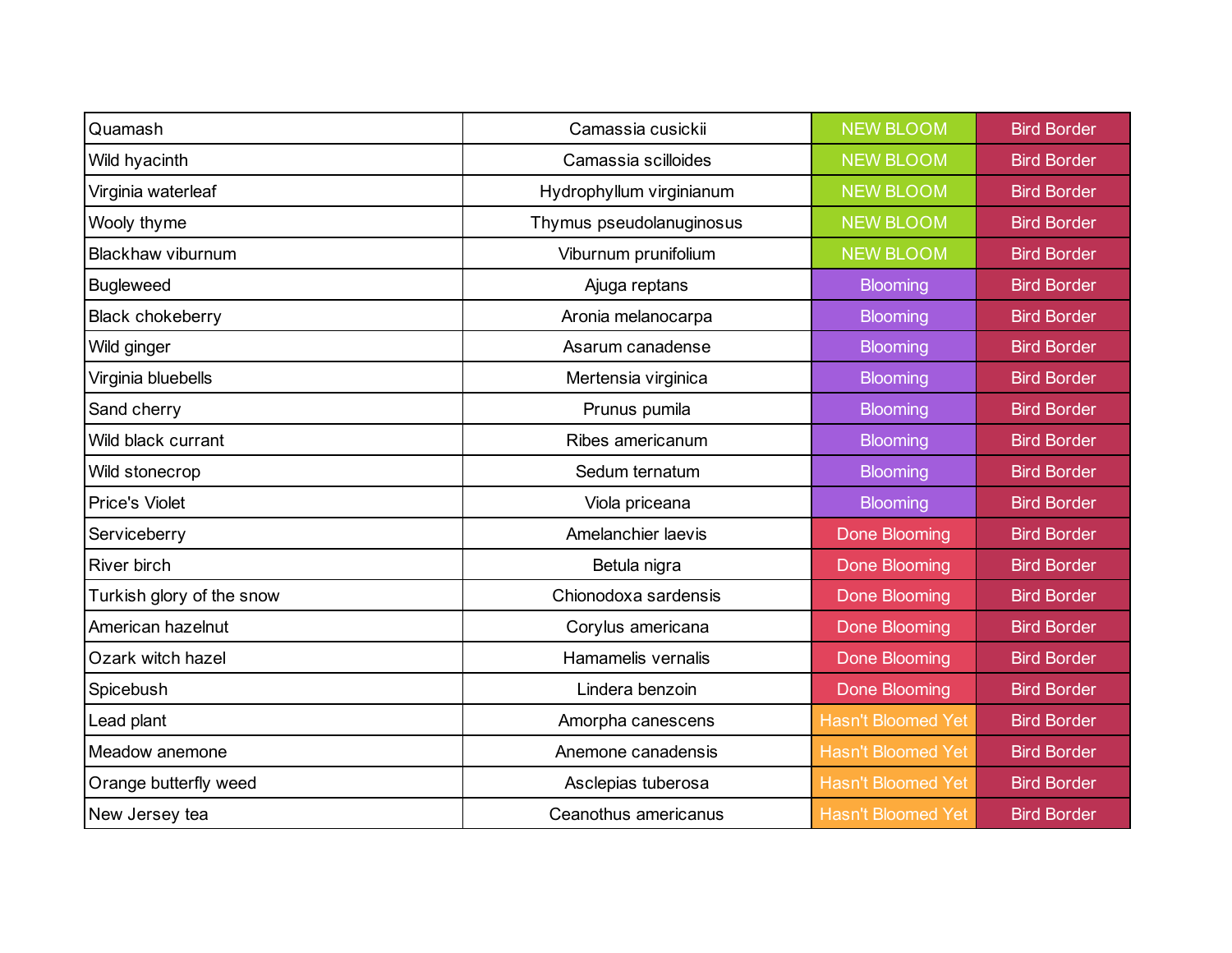| | | | |
|---|---|---|---|
| Quamash | Camassia cusickii | NEW BLOOM | Bird Border |
| Wild hyacinth | Camassia scilloides | NEW BLOOM | Bird Border |
| Virginia waterleaf | Hydrophyllum virginianum | NEW BLOOM | Bird Border |
| Wooly thyme | Thymus pseudolanuginosus | NEW BLOOM | Bird Border |
| Blackhaw viburnum | Viburnum prunifolium | NEW BLOOM | Bird Border |
| Bugleweed | Ajuga reptans | Blooming | Bird Border |
| Black chokeberry | Aronia melanocarpa | Blooming | Bird Border |
| Wild ginger | Asarum canadense | Blooming | Bird Border |
| Virginia bluebells | Mertensia virginica | Blooming | Bird Border |
| Sand cherry | Prunus pumila | Blooming | Bird Border |
| Wild black currant | Ribes americanum | Blooming | Bird Border |
| Wild stonecrop | Sedum ternatum | Blooming | Bird Border |
| Price's Violet | Viola priceana | Blooming | Bird Border |
| Serviceberry | Amelanchier laevis | Done Blooming | Bird Border |
| River birch | Betula nigra | Done Blooming | Bird Border |
| Turkish glory of the snow | Chionodoxa sardensis | Done Blooming | Bird Border |
| American hazelnut | Corylus americana | Done Blooming | Bird Border |
| Ozark witch hazel | Hamamelis vernalis | Done Blooming | Bird Border |
| Spicebush | Lindera benzoin | Done Blooming | Bird Border |
| Lead plant | Amorpha canescens | Hasn't Bloomed Yet | Bird Border |
| Meadow anemone | Anemone canadensis | Hasn't Bloomed Yet | Bird Border |
| Orange butterfly weed | Asclepias tuberosa | Hasn't Bloomed Yet | Bird Border |
| New Jersey tea | Ceanothus americanus | Hasn't Bloomed Yet | Bird Border |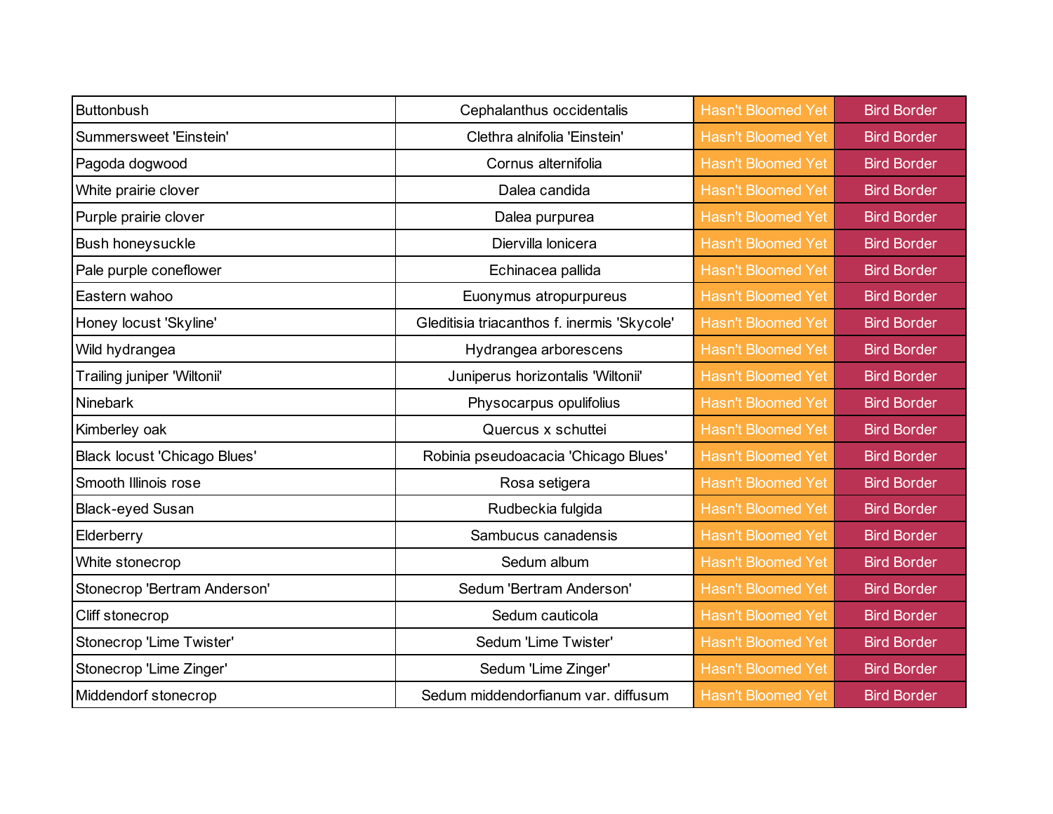| | | | |
|---|---|---|---|
| Buttonbush | Cephalanthus occidentalis | Hasn't Bloomed Yet | Bird Border |
| Summersweet 'Einstein' | Clethra alnifolia 'Einstein' | Hasn't Bloomed Yet | Bird Border |
| Pagoda dogwood | Cornus alternifolia | Hasn't Bloomed Yet | Bird Border |
| White prairie clover | Dalea candida | Hasn't Bloomed Yet | Bird Border |
| Purple prairie clover | Dalea purpurea | Hasn't Bloomed Yet | Bird Border |
| Bush honeysuckle | Diervilla lonicera | Hasn't Bloomed Yet | Bird Border |
| Pale purple coneflower | Echinacea pallida | Hasn't Bloomed Yet | Bird Border |
| Eastern wahoo | Euonymus atropurpureus | Hasn't Bloomed Yet | Bird Border |
| Honey locust 'Skyline' | Gleditisia triacanthos f. inermis 'Skycole' | Hasn't Bloomed Yet | Bird Border |
| Wild hydrangea | Hydrangea arborescens | Hasn't Bloomed Yet | Bird Border |
| Trailing juniper 'Wiltonii' | Juniperus horizontalis 'Wiltonii' | Hasn't Bloomed Yet | Bird Border |
| Ninebark | Physocarpus opulifolius | Hasn't Bloomed Yet | Bird Border |
| Kimberley oak | Quercus x schuttei | Hasn't Bloomed Yet | Bird Border |
| Black locust 'Chicago Blues' | Robinia pseudoacacia 'Chicago Blues' | Hasn't Bloomed Yet | Bird Border |
| Smooth Illinois rose | Rosa setigera | Hasn't Bloomed Yet | Bird Border |
| Black-eyed Susan | Rudbeckia fulgida | Hasn't Bloomed Yet | Bird Border |
| Elderberry | Sambucus canadensis | Hasn't Bloomed Yet | Bird Border |
| White stonecrop | Sedum album | Hasn't Bloomed Yet | Bird Border |
| Stonecrop 'Bertram Anderson' | Sedum 'Bertram Anderson' | Hasn't Bloomed Yet | Bird Border |
| Cliff stonecrop | Sedum cauticola | Hasn't Bloomed Yet | Bird Border |
| Stonecrop 'Lime Twister' | Sedum 'Lime Twister' | Hasn't Bloomed Yet | Bird Border |
| Stonecrop 'Lime Zinger' | Sedum 'Lime Zinger' | Hasn't Bloomed Yet | Bird Border |
| Middendorf stonecrop | Sedum middendorfianum var. diffusum | Hasn't Bloomed Yet | Bird Border |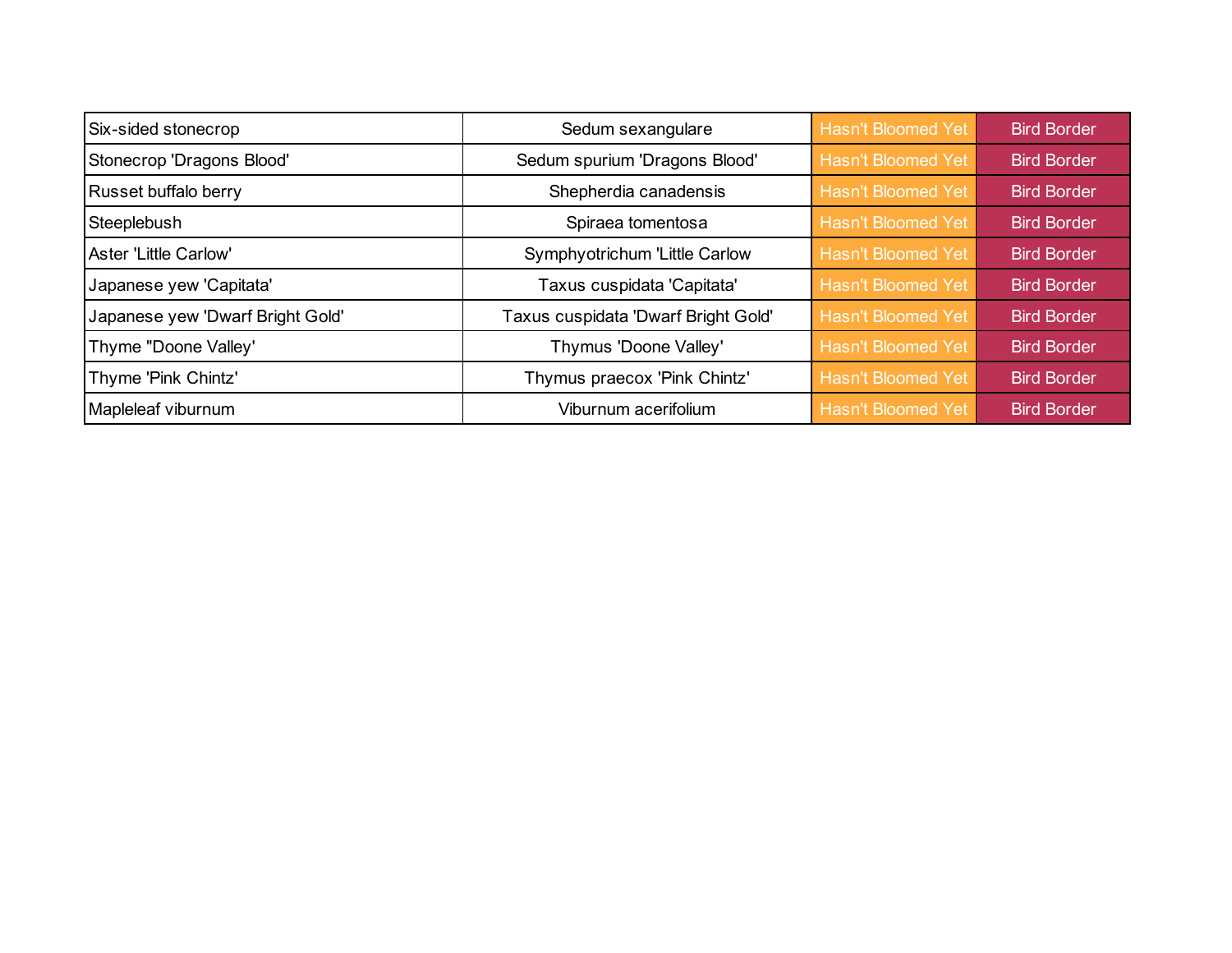| | | | |
|---|---|---|---|
| Six-sided stonecrop | Sedum sexangulare | Hasn't Bloomed Yet | Bird Border |
| Stonecrop 'Dragons Blood' | Sedum spurium 'Dragons Blood' | Hasn't Bloomed Yet | Bird Border |
| Russet buffalo berry | Shepherdia canadensis | Hasn't Bloomed Yet | Bird Border |
| Steeplebush | Spiraea tomentosa | Hasn't Bloomed Yet | Bird Border |
| Aster 'Little Carlow' | Symphyotrichum 'Little Carlow | Hasn't Bloomed Yet | Bird Border |
| Japanese yew 'Capitata' | Taxus cuspidata 'Capitata' | Hasn't Bloomed Yet | Bird Border |
| Japanese yew 'Dwarf Bright Gold' | Taxus cuspidata 'Dwarf Bright Gold' | Hasn't Bloomed Yet | Bird Border |
| Thyme "Doone Valley' | Thymus 'Doone Valley' | Hasn't Bloomed Yet | Bird Border |
| Thyme 'Pink Chintz' | Thymus praecox 'Pink Chintz' | Hasn't Bloomed Yet | Bird Border |
| Mapleleaf viburnum | Viburnum acerifolium | Hasn't Bloomed Yet | Bird Border |